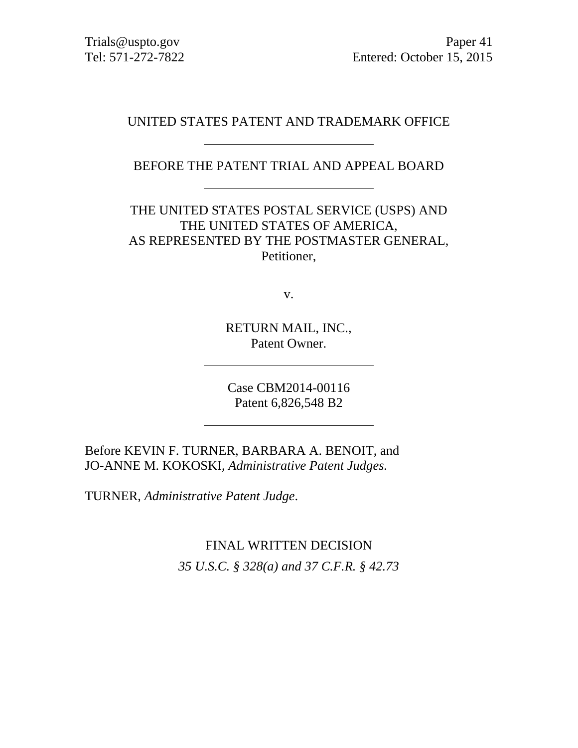Trials@uspto.gov
Tel: 571-272-7822

Paper 41
Entered: October 15, 2015

UNITED STATES PATENT AND TRADEMARK OFFICE

---

BEFORE THE PATENT TRIAL AND APPEAL BOARD

---

THE UNITED STATES POSTAL SERVICE (USPS) AND
THE UNITED STATES OF AMERICA,
AS REPRESENTED BY THE POSTMASTER GENERAL,
Petitioner,

v.

RETURN MAIL, INC.,
Patent Owner.

---

Case CBM2014-00116
Patent 6,826,548 B2

---

Before KEVIN F. TURNER, BARBARA A. BENOIT, and
JO-ANNE M. KOKOSKI, *Administrative Patent Judges.*

TURNER, *Administrative Patent Judge.*

FINAL WRITTEN DECISION
*35 U.S.C. § 328(a) and 37 C.F.R. § 42.73*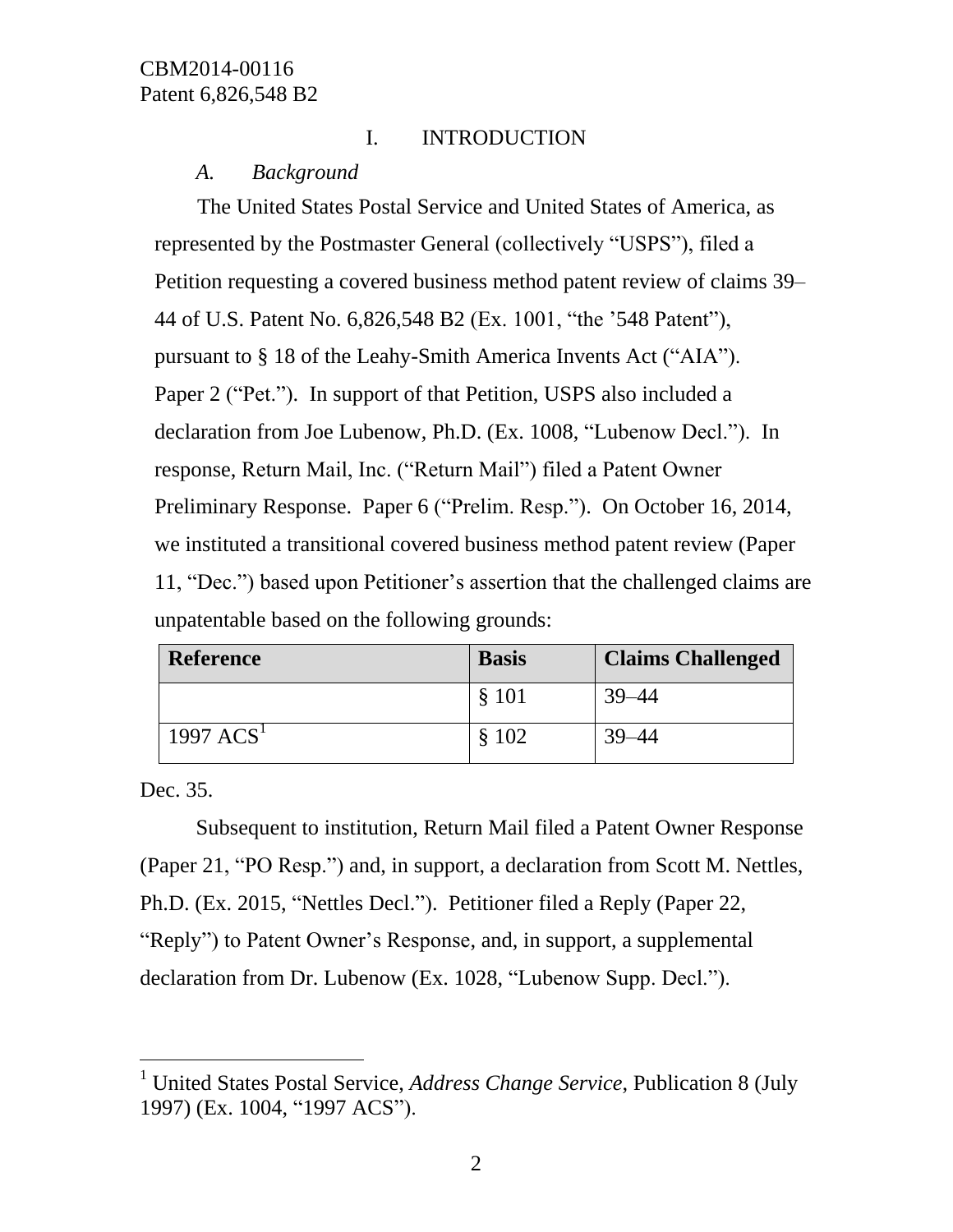## I. INTRODUCTION

### *A. Background*

The United States Postal Service and United States of America, as represented by the Postmaster General (collectively "USPS"), filed a Petition requesting a covered business method patent review of claims 39–44 of U.S. Patent No. 6,826,548 B2 (Ex. 1001, "the '548 Patent"), pursuant to § 18 of the Leahy-Smith America Invents Act ("AIA"). Paper 2 ("Pet."). In support of that Petition, USPS also included a declaration from Joe Lubenow, Ph.D. (Ex. 1008, "Lubenow Decl."). In response, Return Mail, Inc. ("Return Mail") filed a Patent Owner Preliminary Response. Paper 6 ("Prelim. Resp."). On October 16, 2014, we instituted a transitional covered business method patent review (Paper 11, "Dec.") based upon Petitioner's assertion that the challenged claims are unpatentable based on the following grounds:

| Reference | Basis | Claims Challenged |
|---|---|---|
| | § 101 | 39–44 |
| 1997 ACS[1] | § 102 | 39–44 |

Dec. 35.

Subsequent to institution, Return Mail filed a Patent Owner Response (Paper 21, "PO Resp.") and, in support, a declaration from Scott M. Nettles, Ph.D. (Ex. 2015, "Nettles Decl."). Petitioner filed a Reply (Paper 22, "Reply") to Patent Owner's Response, and, in support, a supplemental declaration from Dr. Lubenow (Ex. 1028, "Lubenow Supp. Decl.").

---

[1] United States Postal Service, *Address Change Service*, Publication 8 (July 1997) (Ex. 1004, "1997 ACS").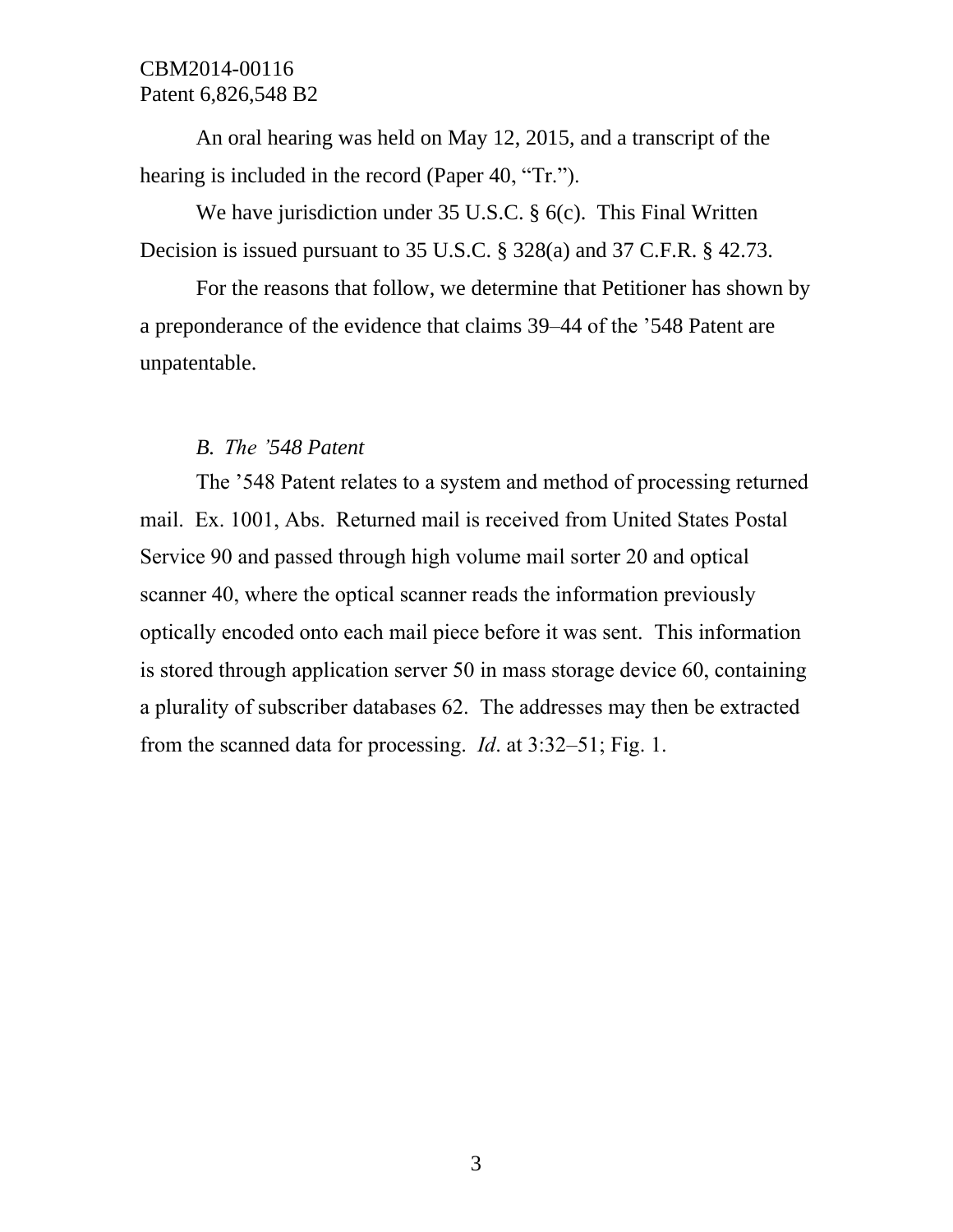An oral hearing was held on May 12, 2015, and a transcript of the hearing is included in the record (Paper 40, "Tr.").

We have jurisdiction under 35 U.S.C. § 6(c). This Final Written Decision is issued pursuant to 35 U.S.C. § 328(a) and 37 C.F.R. § 42.73.

For the reasons that follow, we determine that Petitioner has shown by a preponderance of the evidence that claims 39–44 of the '548 Patent are unpatentable.

### *B. The '548 Patent*

The '548 Patent relates to a system and method of processing returned mail. Ex. 1001, Abs. Returned mail is received from United States Postal Service 90 and passed through high volume mail sorter 20 and optical scanner 40, where the optical scanner reads the information previously optically encoded onto each mail piece before it was sent. This information is stored through application server 50 in mass storage device 60, containing a plurality of subscriber databases 62. The addresses may then be extracted from the scanned data for processing. *Id*. at 3:32–51; Fig. 1.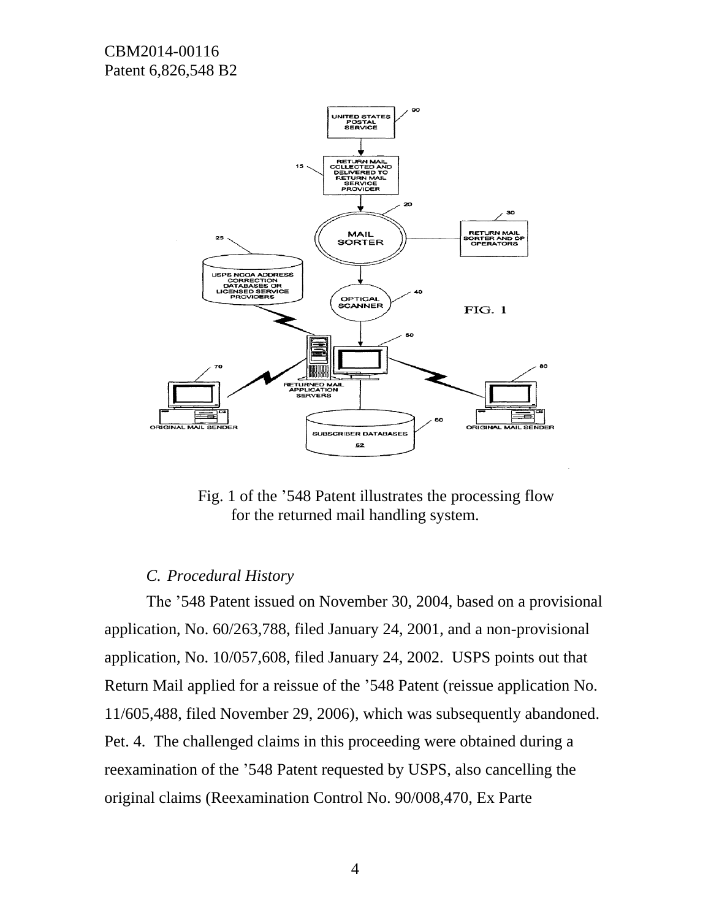Fig. 1 of the '548 Patent illustrates the processing flow for the returned mail handling system.

*C. Procedural History*

The '548 Patent issued on November 30, 2004, based on a provisional application, No. 60/263,788, filed January 24, 2001, and a non-provisional application, No. 10/057,608, filed January 24, 2002. USPS points out that Return Mail applied for a reissue of the '548 Patent (reissue application No. 11/605,488, filed November 29, 2006), which was subsequently abandoned. Pet. 4. The challenged claims in this proceeding were obtained during a reexamination of the '548 Patent requested by USPS, also cancelling the original claims (Reexamination Control No. 90/008,470, Ex Parte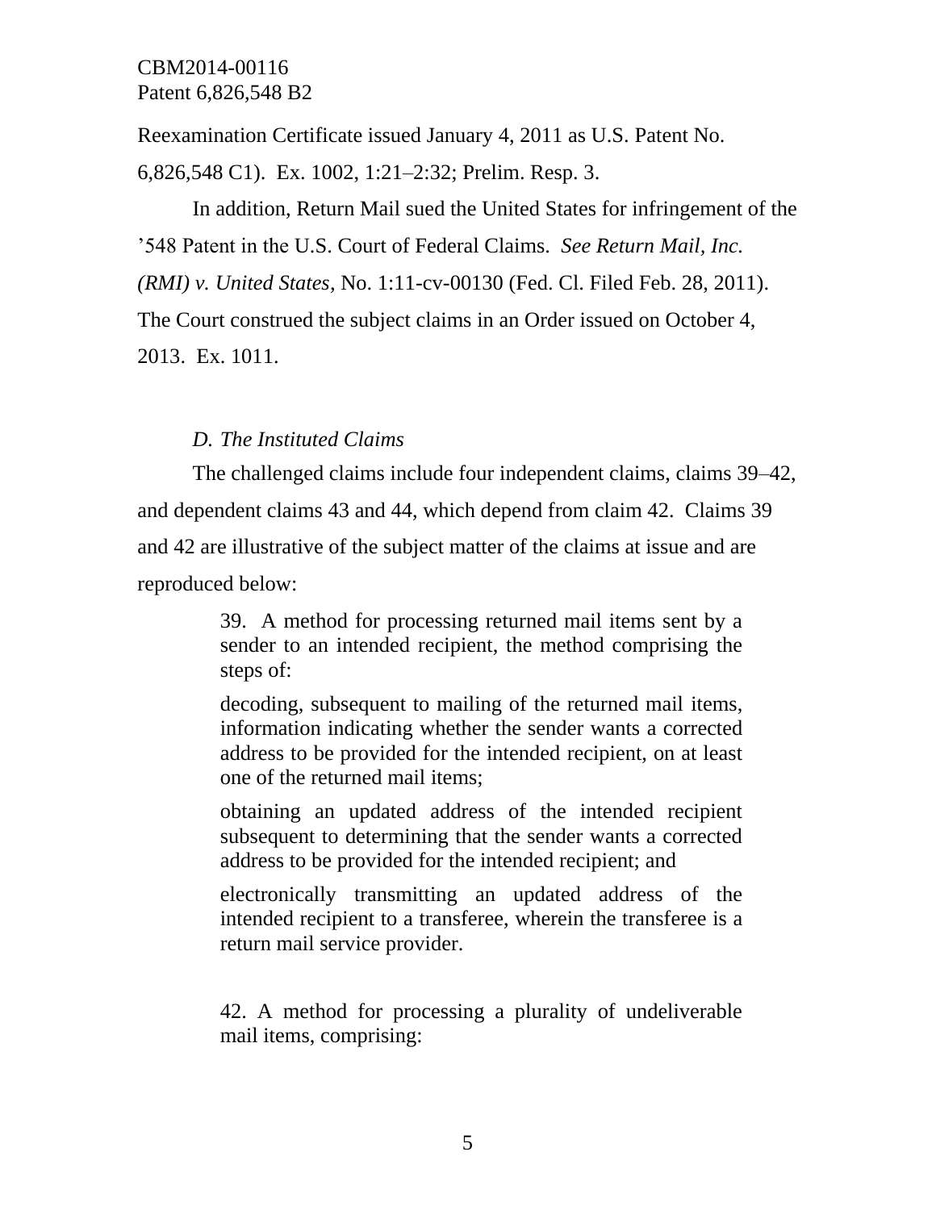Reexamination Certificate issued January 4, 2011 as U.S. Patent No. 6,826,548 C1). Ex. 1002, 1:21–2:32; Prelim. Resp. 3.

In addition, Return Mail sued the United States for infringement of the ’548 Patent in the U.S. Court of Federal Claims. *See Return Mail, Inc. (RMI) v. United States*, No. 1:11-cv-00130 (Fed. Cl. Filed Feb. 28, 2011). The Court construed the subject claims in an Order issued on October 4, 2013. Ex. 1011.

### *D. The Instituted Claims*

The challenged claims include four independent claims, claims 39–42, and dependent claims 43 and 44, which depend from claim 42. Claims 39 and 42 are illustrative of the subject matter of the claims at issue and are reproduced below:

> 39. A method for processing returned mail items sent by a sender to an intended recipient, the method comprising the steps of:
>
> decoding, subsequent to mailing of the returned mail items, information indicating whether the sender wants a corrected address to be provided for the intended recipient, on at least one of the returned mail items;
>
> obtaining an updated address of the intended recipient subsequent to determining that the sender wants a corrected address to be provided for the intended recipient; and
>
> electronically transmitting an updated address of the intended recipient to a transferee, wherein the transferee is a return mail service provider.
>
> 42. A method for processing a plurality of undeliverable mail items, comprising: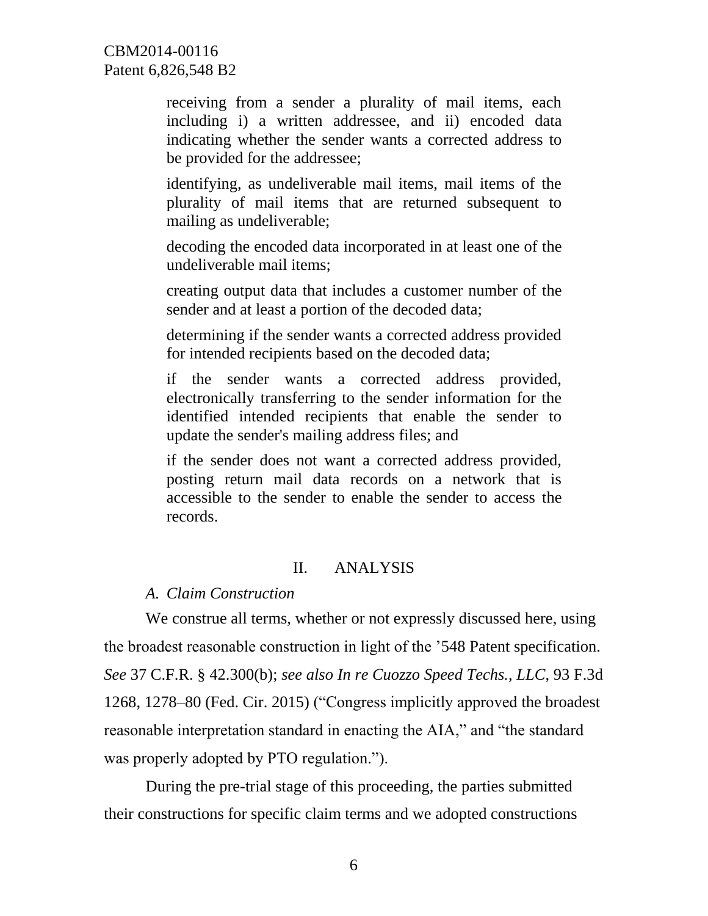> receiving from a sender a plurality of mail items, each including i) a written addressee, and ii) encoded data indicating whether the sender wants a corrected address to be provided for the addressee;
>
> identifying, as undeliverable mail items, mail items of the plurality of mail items that are returned subsequent to mailing as undeliverable;
>
> decoding the encoded data incorporated in at least one of the undeliverable mail items;
>
> creating output data that includes a customer number of the sender and at least a portion of the decoded data;
>
> determining if the sender wants a corrected address provided for intended recipients based on the decoded data;
>
> if the sender wants a corrected address provided, electronically transferring to the sender information for the identified intended recipients that enable the sender to update the sender's mailing address files; and
>
> if the sender does not want a corrected address provided, posting return mail data records on a network that is accessible to the sender to enable the sender to access the records.

## II. ANALYSIS

### *A. Claim Construction*

We construe all terms, whether or not expressly discussed here, using the broadest reasonable construction in light of the '548 Patent specification. *See* 37 C.F.R. § 42.300(b); *see also In re Cuozzo Speed Techs., LLC*, 93 F.3d 1268, 1278–80 (Fed. Cir. 2015) ("Congress implicitly approved the broadest reasonable interpretation standard in enacting the AIA," and "the standard was properly adopted by PTO regulation.").

During the pre-trial stage of this proceeding, the parties submitted their constructions for specific claim terms and we adopted constructions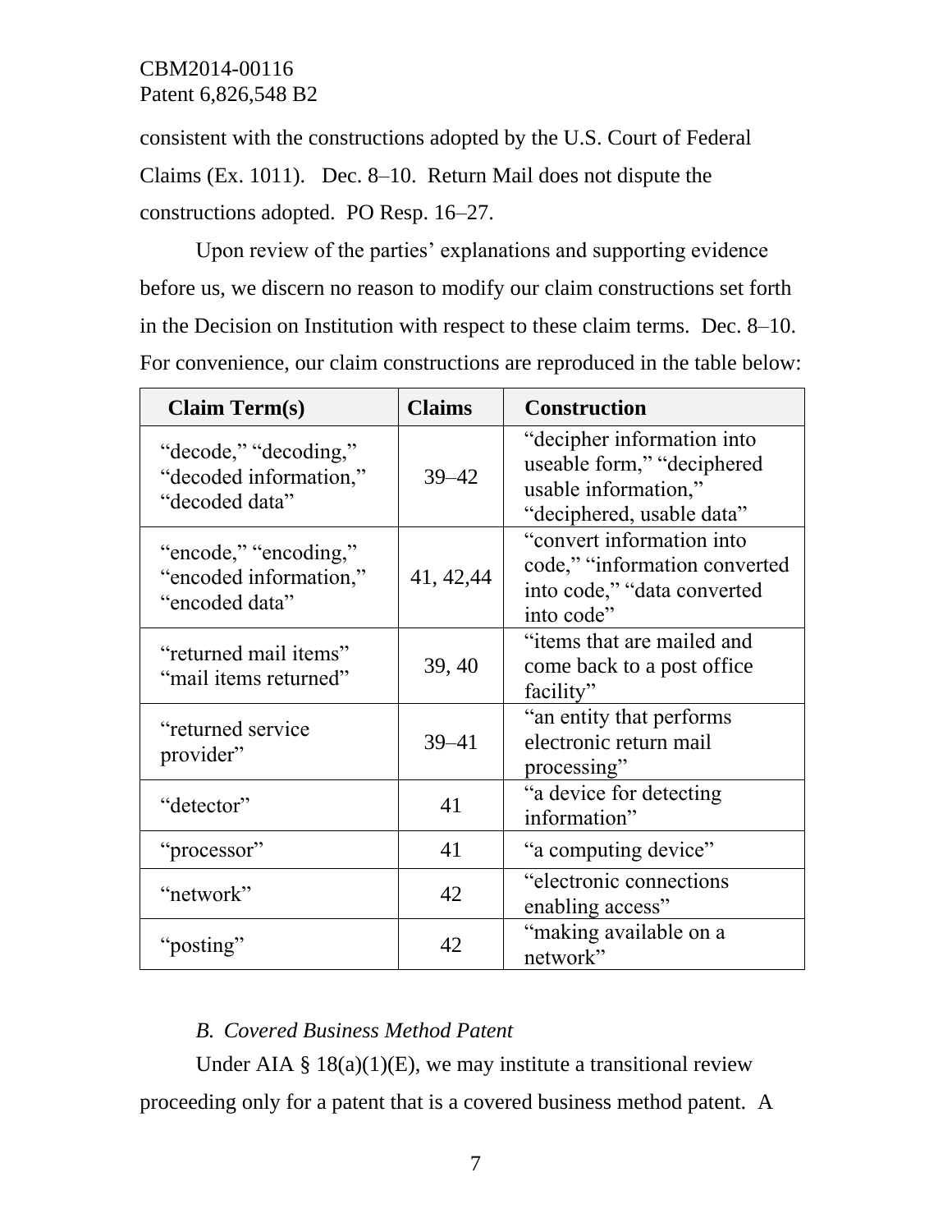consistent with the constructions adopted by the U.S. Court of Federal Claims (Ex. 1011). Dec. 8–10. Return Mail does not dispute the constructions adopted. PO Resp. 16–27.

Upon review of the parties' explanations and supporting evidence before us, we discern no reason to modify our claim constructions set forth in the Decision on Institution with respect to these claim terms. Dec. 8–10. For convenience, our claim constructions are reproduced in the table below:

| Claim Term(s) | Claims | Construction |
|---|---|---|
| "decode," "decoding," "decoded information," "decoded data" | 39–42 | "decipher information into useable form," "deciphered usable information," "deciphered, usable data" |
| "encode," "encoding," "encoded information," "encoded data" | 41, 42,44 | "convert information into code," "information converted into code," "data converted into code" |
| "returned mail items" "mail items returned" | 39, 40 | "items that are mailed and come back to a post office facility" |
| "returned service provider" | 39–41 | "an entity that performs electronic return mail processing" |
| "detector" | 41 | "a device for detecting information" |
| "processor" | 41 | "a computing device" |
| "network" | 42 | "electronic connections enabling access" |
| "posting" | 42 | "making available on a network" |

### *B. Covered Business Method Patent*

Under AIA § 18(a)(1)(E), we may institute a transitional review proceeding only for a patent that is a covered business method patent. A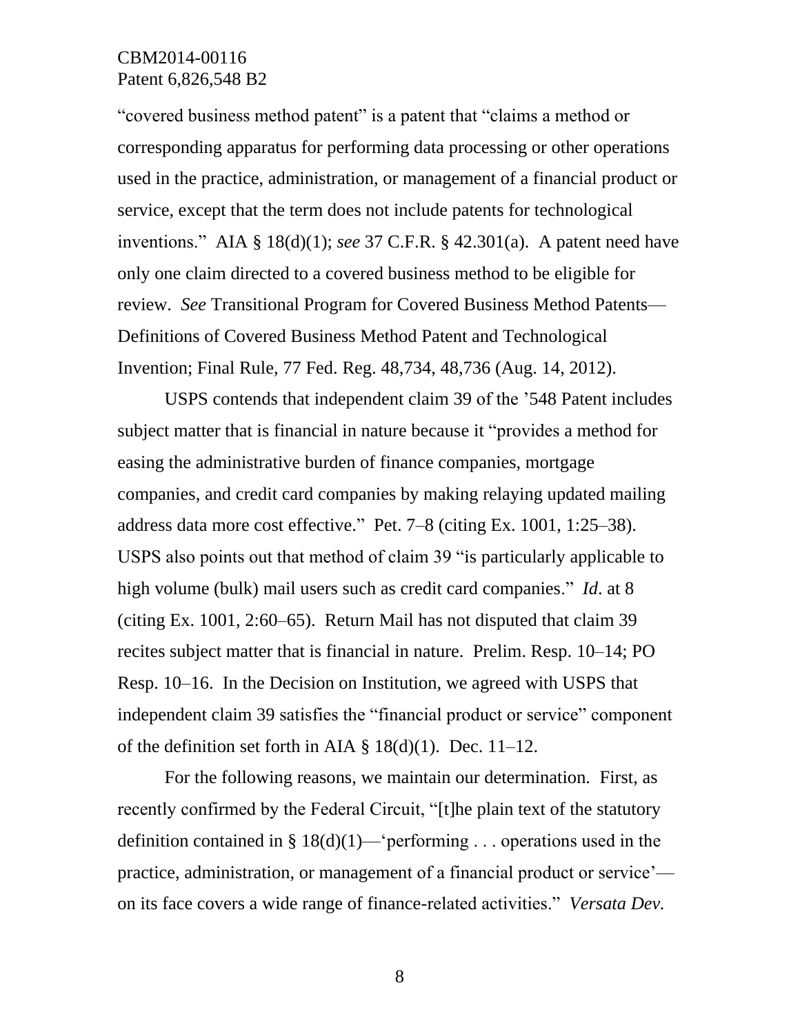"covered business method patent" is a patent that "claims a method or corresponding apparatus for performing data processing or other operations used in the practice, administration, or management of a financial product or service, except that the term does not include patents for technological inventions." AIA § 18(d)(1); *see* 37 C.F.R. § 42.301(a). A patent need have only one claim directed to a covered business method to be eligible for review. *See* Transitional Program for Covered Business Method Patents—Definitions of Covered Business Method Patent and Technological Invention; Final Rule, 77 Fed. Reg. 48,734, 48,736 (Aug. 14, 2012).

USPS contends that independent claim 39 of the '548 Patent includes subject matter that is financial in nature because it "provides a method for easing the administrative burden of finance companies, mortgage companies, and credit card companies by making relaying updated mailing address data more cost effective." Pet. 7–8 (citing Ex. 1001, 1:25–38). USPS also points out that method of claim 39 "is particularly applicable to high volume (bulk) mail users such as credit card companies." *Id*. at 8 (citing Ex. 1001, 2:60–65). Return Mail has not disputed that claim 39 recites subject matter that is financial in nature. Prelim. Resp. 10–14; PO Resp. 10–16. In the Decision on Institution, we agreed with USPS that independent claim 39 satisfies the "financial product or service" component of the definition set forth in AIA § 18(d)(1). Dec. 11–12.

For the following reasons, we maintain our determination. First, as recently confirmed by the Federal Circuit, "[t]he plain text of the statutory definition contained in § 18(d)(1)—'performing . . . operations used in the practice, administration, or management of a financial product or service'—on its face covers a wide range of finance-related activities." *Versata Dev.*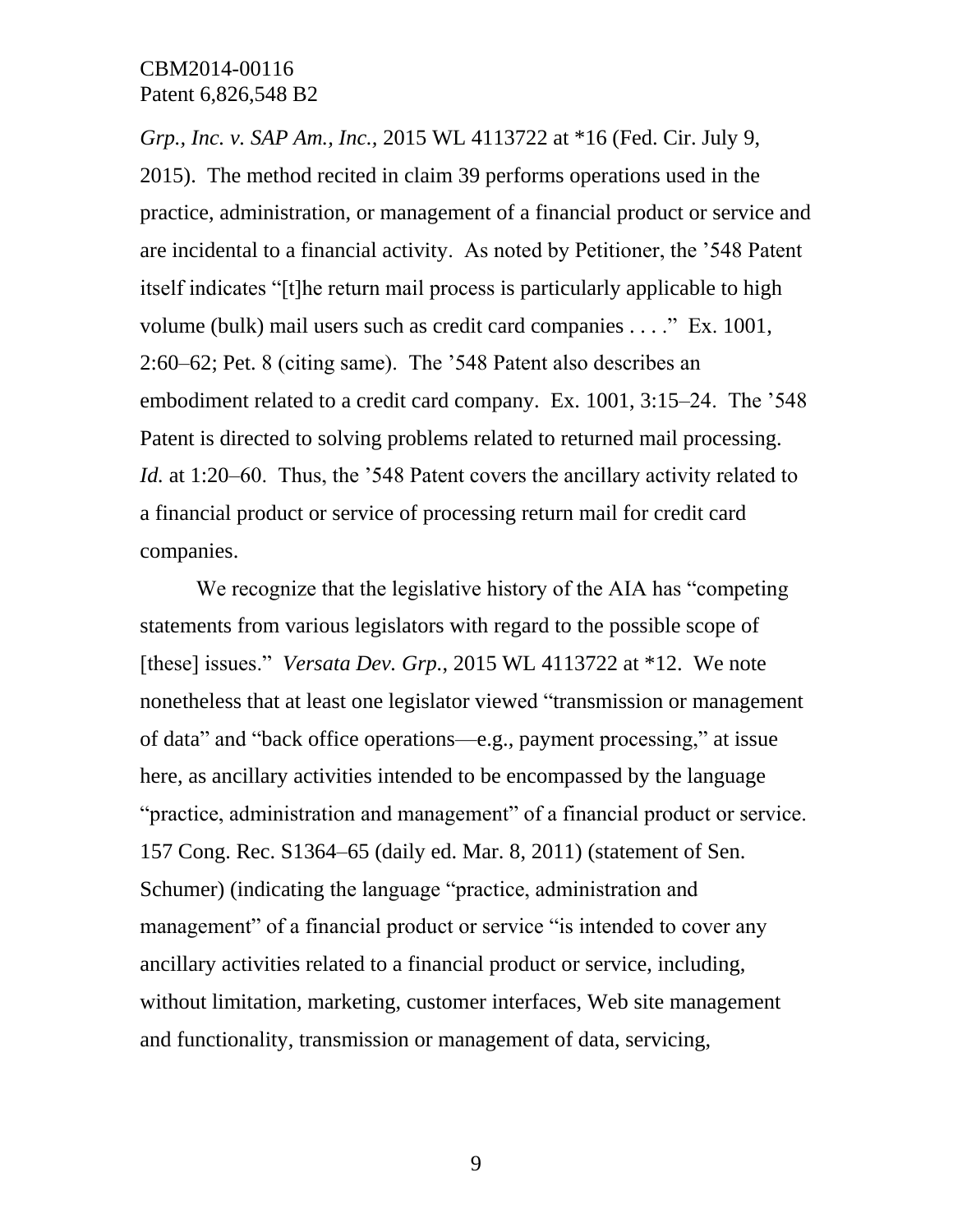*Grp., Inc. v. SAP Am., Inc.*, 2015 WL 4113722 at *16 (Fed. Cir. July 9, 2015). The method recited in claim 39 performs operations used in the practice, administration, or management of a financial product or service and are incidental to a financial activity. As noted by Petitioner, the '548 Patent itself indicates "[t]he return mail process is particularly applicable to high volume (bulk) mail users such as credit card companies . . . ." Ex. 1001, 2:60–62; Pet. 8 (citing same). The '548 Patent also describes an embodiment related to a credit card company. Ex. 1001, 3:15–24. The '548 Patent is directed to solving problems related to returned mail processing. *Id.* at 1:20–60. Thus, the '548 Patent covers the ancillary activity related to a financial product or service of processing return mail for credit card companies.

We recognize that the legislative history of the AIA has "competing statements from various legislators with regard to the possible scope of [these] issues." *Versata Dev. Grp.*, 2015 WL 4113722 at *12. We note nonetheless that at least one legislator viewed "transmission or management of data" and "back office operations—e.g., payment processing," at issue here, as ancillary activities intended to be encompassed by the language "practice, administration and management" of a financial product or service. 157 Cong. Rec. S1364–65 (daily ed. Mar. 8, 2011) (statement of Sen. Schumer) (indicating the language "practice, administration and management" of a financial product or service "is intended to cover any ancillary activities related to a financial product or service, including, without limitation, marketing, customer interfaces, Web site management and functionality, transmission or management of data, servicing,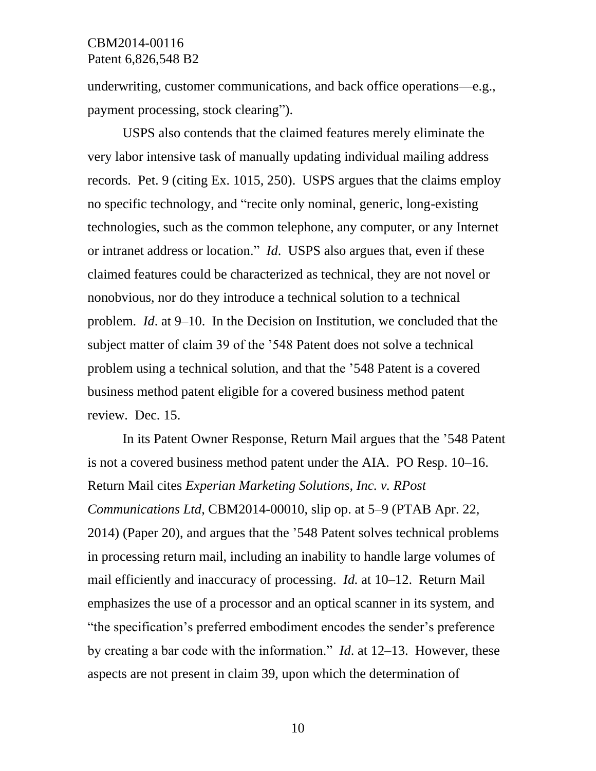underwriting, customer communications, and back office operations—e.g., payment processing, stock clearing").

USPS also contends that the claimed features merely eliminate the very labor intensive task of manually updating individual mailing address records. Pet. 9 (citing Ex. 1015, 250). USPS argues that the claims employ no specific technology, and "recite only nominal, generic, long-existing technologies, such as the common telephone, any computer, or any Internet or intranet address or location." *Id*. USPS also argues that, even if these claimed features could be characterized as technical, they are not novel or nonobvious, nor do they introduce a technical solution to a technical problem. *Id*. at 9–10. In the Decision on Institution, we concluded that the subject matter of claim 39 of the '548 Patent does not solve a technical problem using a technical solution, and that the '548 Patent is a covered business method patent eligible for a covered business method patent review. Dec. 15.

In its Patent Owner Response, Return Mail argues that the '548 Patent is not a covered business method patent under the AIA. PO Resp. 10–16. Return Mail cites *Experian Marketing Solutions, Inc. v. RPost Communications Ltd*, CBM2014-00010, slip op. at 5–9 (PTAB Apr. 22, 2014) (Paper 20), and argues that the '548 Patent solves technical problems in processing return mail, including an inability to handle large volumes of mail efficiently and inaccuracy of processing. *Id.* at 10–12. Return Mail emphasizes the use of a processor and an optical scanner in its system, and "the specification's preferred embodiment encodes the sender's preference by creating a bar code with the information." *Id*. at 12–13. However, these aspects are not present in claim 39, upon which the determination of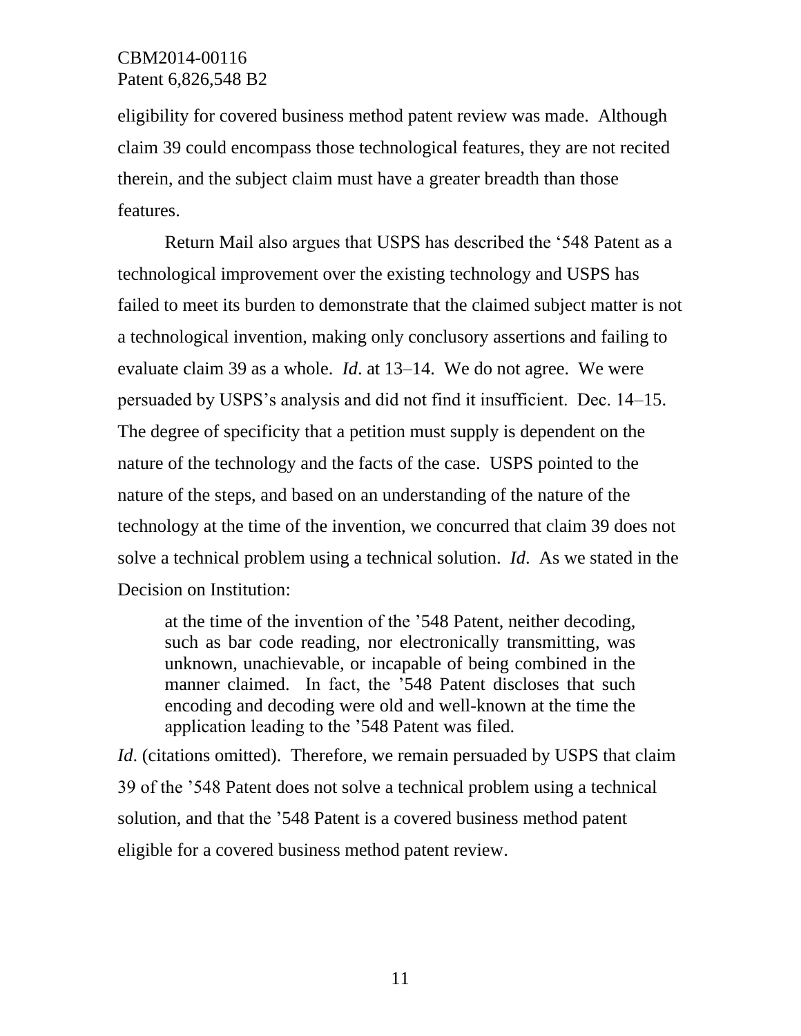eligibility for covered business method patent review was made. Although claim 39 could encompass those technological features, they are not recited therein, and the subject claim must have a greater breadth than those features.

Return Mail also argues that USPS has described the '548 Patent as a technological improvement over the existing technology and USPS has failed to meet its burden to demonstrate that the claimed subject matter is not a technological invention, making only conclusory assertions and failing to evaluate claim 39 as a whole. *Id*. at 13–14. We do not agree. We were persuaded by USPS's analysis and did not find it insufficient. Dec. 14–15. The degree of specificity that a petition must supply is dependent on the nature of the technology and the facts of the case. USPS pointed to the nature of the steps, and based on an understanding of the nature of the technology at the time of the invention, we concurred that claim 39 does not solve a technical problem using a technical solution. *Id*. As we stated in the Decision on Institution:

> at the time of the invention of the '548 Patent, neither decoding, such as bar code reading, nor electronically transmitting, was unknown, unachievable, or incapable of being combined in the manner claimed. In fact, the '548 Patent discloses that such encoding and decoding were old and well-known at the time the application leading to the '548 Patent was filed.

*Id*. (citations omitted). Therefore, we remain persuaded by USPS that claim 39 of the '548 Patent does not solve a technical problem using a technical solution, and that the '548 Patent is a covered business method patent eligible for a covered business method patent review.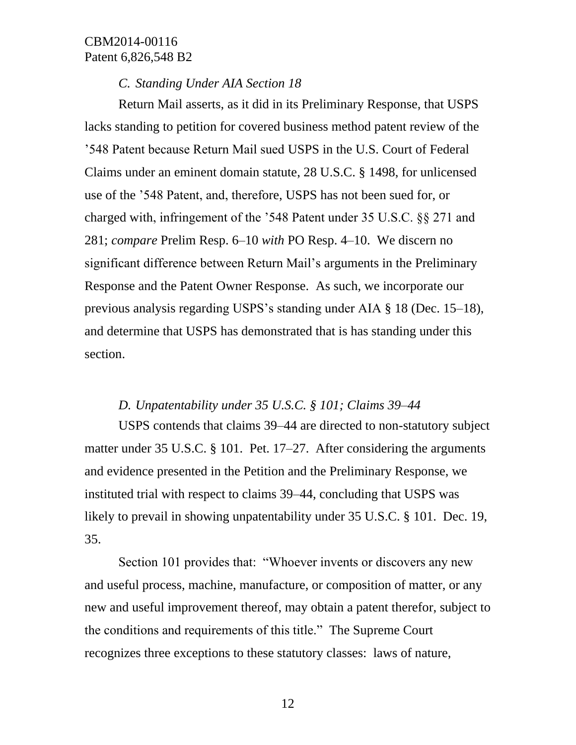### *C. Standing Under AIA Section 18*

Return Mail asserts, as it did in its Preliminary Response, that USPS lacks standing to petition for covered business method patent review of the ’548 Patent because Return Mail sued USPS in the U.S. Court of Federal Claims under an eminent domain statute, 28 U.S.C. § 1498, for unlicensed use of the ’548 Patent, and, therefore, USPS has not been sued for, or charged with, infringement of the ’548 Patent under 35 U.S.C. §§ 271 and 281; *compare* Prelim Resp. 6–10 *with* PO Resp. 4–10. We discern no significant difference between Return Mail’s arguments in the Preliminary Response and the Patent Owner Response. As such, we incorporate our previous analysis regarding USPS’s standing under AIA § 18 (Dec. 15–18), and determine that USPS has demonstrated that is has standing under this section.

### *D. Unpatentability under 35 U.S.C. § 101; Claims 39–44*

USPS contends that claims 39–44 are directed to non-statutory subject matter under 35 U.S.C. § 101. Pet. 17–27. After considering the arguments and evidence presented in the Petition and the Preliminary Response, we instituted trial with respect to claims 39–44, concluding that USPS was likely to prevail in showing unpatentability under 35 U.S.C. § 101. Dec. 19, 35.

Section 101 provides that: “Whoever invents or discovers any new and useful process, machine, manufacture, or composition of matter, or any new and useful improvement thereof, may obtain a patent therefor, subject to the conditions and requirements of this title.” The Supreme Court recognizes three exceptions to these statutory classes: laws of nature,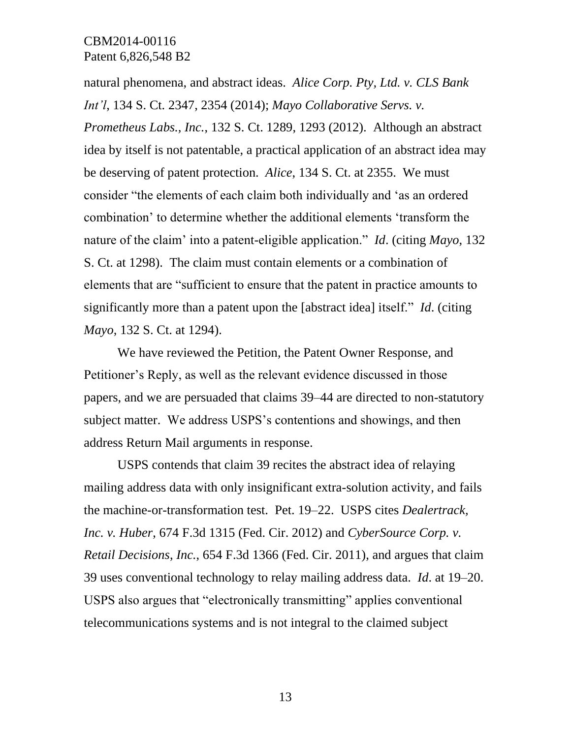natural phenomena, and abstract ideas. *Alice Corp. Pty, Ltd. v. CLS Bank Int'l*, 134 S. Ct. 2347, 2354 (2014); *Mayo Collaborative Servs. v. Prometheus Labs., Inc.*, 132 S. Ct. 1289, 1293 (2012). Although an abstract idea by itself is not patentable, a practical application of an abstract idea may be deserving of patent protection. *Alice*, 134 S. Ct. at 2355. We must consider "the elements of each claim both individually and 'as an ordered combination' to determine whether the additional elements 'transform the nature of the claim' into a patent-eligible application." *Id*. (citing *Mayo*, 132 S. Ct. at 1298). The claim must contain elements or a combination of elements that are "sufficient to ensure that the patent in practice amounts to significantly more than a patent upon the [abstract idea] itself." *Id*. (citing *Mayo*, 132 S. Ct. at 1294).

We have reviewed the Petition, the Patent Owner Response, and Petitioner's Reply, as well as the relevant evidence discussed in those papers, and we are persuaded that claims 39–44 are directed to non-statutory subject matter. We address USPS's contentions and showings, and then address Return Mail arguments in response.

USPS contends that claim 39 recites the abstract idea of relaying mailing address data with only insignificant extra-solution activity, and fails the machine-or-transformation test. Pet. 19–22. USPS cites *Dealertrack, Inc. v. Huber*, 674 F.3d 1315 (Fed. Cir. 2012) and *CyberSource Corp. v. Retail Decisions, Inc.*, 654 F.3d 1366 (Fed. Cir. 2011), and argues that claim 39 uses conventional technology to relay mailing address data. *Id*. at 19–20. USPS also argues that "electronically transmitting" applies conventional telecommunications systems and is not integral to the claimed subject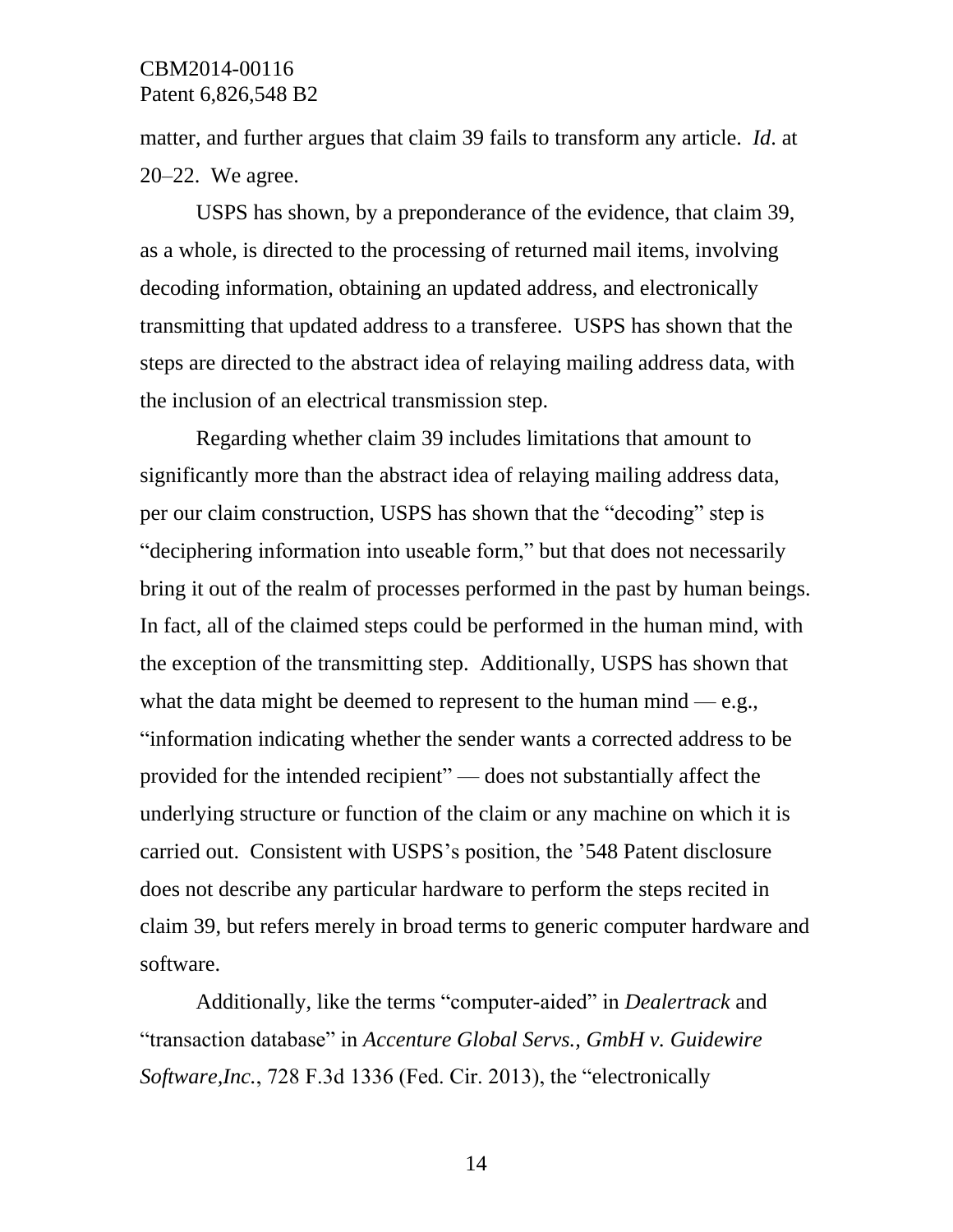matter, and further argues that claim 39 fails to transform any article. *Id*. at 20–22. We agree.

USPS has shown, by a preponderance of the evidence, that claim 39, as a whole, is directed to the processing of returned mail items, involving decoding information, obtaining an updated address, and electronically transmitting that updated address to a transferee. USPS has shown that the steps are directed to the abstract idea of relaying mailing address data, with the inclusion of an electrical transmission step.

Regarding whether claim 39 includes limitations that amount to significantly more than the abstract idea of relaying mailing address data, per our claim construction, USPS has shown that the "decoding" step is "deciphering information into useable form," but that does not necessarily bring it out of the realm of processes performed in the past by human beings. In fact, all of the claimed steps could be performed in the human mind, with the exception of the transmitting step. Additionally, USPS has shown that what the data might be deemed to represent to the human mind — e.g., "information indicating whether the sender wants a corrected address to be provided for the intended recipient" — does not substantially affect the underlying structure or function of the claim or any machine on which it is carried out. Consistent with USPS's position, the '548 Patent disclosure does not describe any particular hardware to perform the steps recited in claim 39, but refers merely in broad terms to generic computer hardware and software.

Additionally, like the terms "computer-aided" in *Dealertrack* and "transaction database" in *Accenture Global Servs., GmbH v. Guidewire Software,Inc.*, 728 F.3d 1336 (Fed. Cir. 2013), the "electronically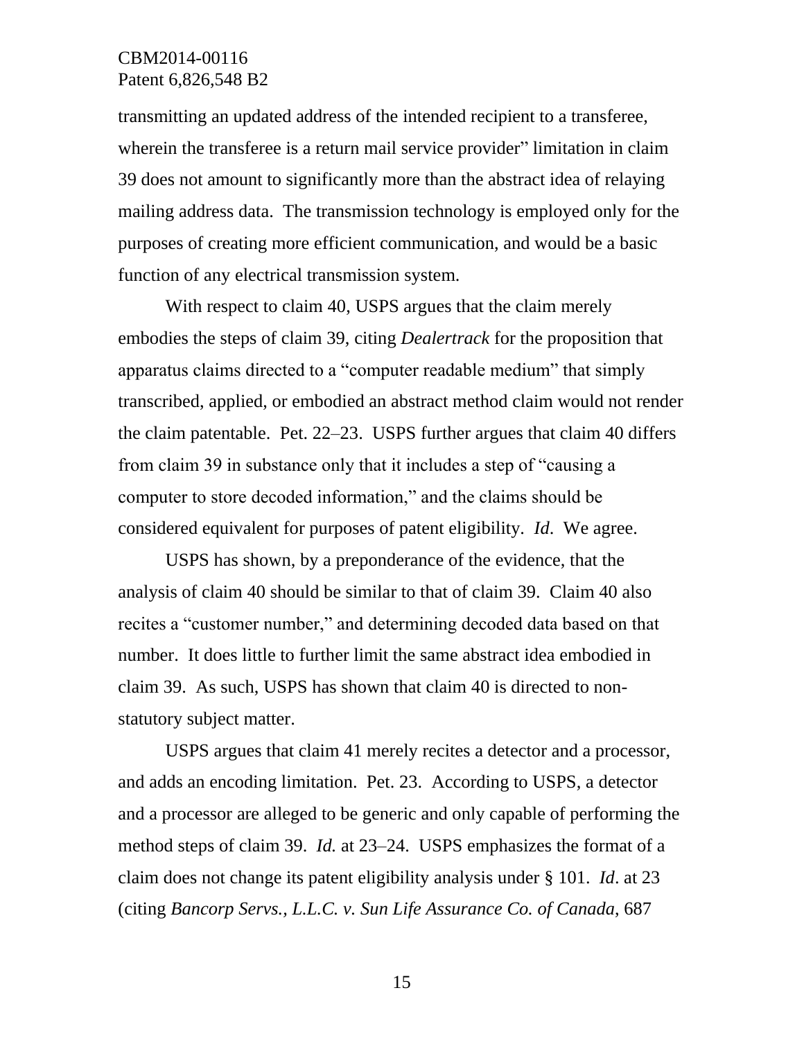transmitting an updated address of the intended recipient to a transferee, wherein the transferee is a return mail service provider" limitation in claim 39 does not amount to significantly more than the abstract idea of relaying mailing address data. The transmission technology is employed only for the purposes of creating more efficient communication, and would be a basic function of any electrical transmission system.

With respect to claim 40, USPS argues that the claim merely embodies the steps of claim 39, citing *Dealertrack* for the proposition that apparatus claims directed to a "computer readable medium" that simply transcribed, applied, or embodied an abstract method claim would not render the claim patentable. Pet. 22–23. USPS further argues that claim 40 differs from claim 39 in substance only that it includes a step of "causing a computer to store decoded information," and the claims should be considered equivalent for purposes of patent eligibility. *Id*. We agree.

USPS has shown, by a preponderance of the evidence, that the analysis of claim 40 should be similar to that of claim 39. Claim 40 also recites a "customer number," and determining decoded data based on that number. It does little to further limit the same abstract idea embodied in claim 39. As such, USPS has shown that claim 40 is directed to non-statutory subject matter.

USPS argues that claim 41 merely recites a detector and a processor, and adds an encoding limitation. Pet. 23. According to USPS, a detector and a processor are alleged to be generic and only capable of performing the method steps of claim 39. *Id.* at 23–24. USPS emphasizes the format of a claim does not change its patent eligibility analysis under § 101. *Id*. at 23 (citing *Bancorp Servs., L.L.C. v. Sun Life Assurance Co. of Canada*, 687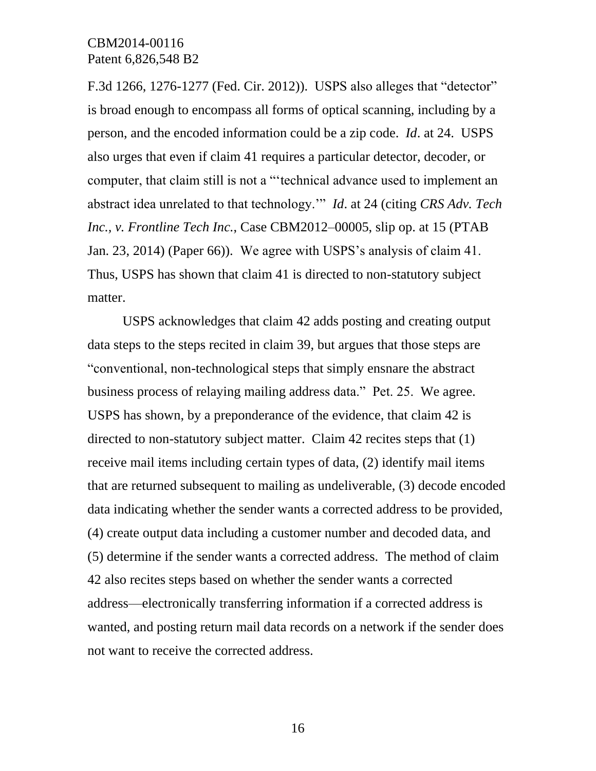F.3d 1266, 1276-1277 (Fed. Cir. 2012)). USPS also alleges that "detector" is broad enough to encompass all forms of optical scanning, including by a person, and the encoded information could be a zip code. *Id*. at 24. USPS also urges that even if claim 41 requires a particular detector, decoder, or computer, that claim still is not a "'technical advance used to implement an abstract idea unrelated to that technology.'" *Id*. at 24 (citing *CRS Adv. Tech Inc., v. Frontline Tech Inc.*, Case CBM2012–00005, slip op. at 15 (PTAB Jan. 23, 2014) (Paper 66)). We agree with USPS's analysis of claim 41. Thus, USPS has shown that claim 41 is directed to non-statutory subject matter.

USPS acknowledges that claim 42 adds posting and creating output data steps to the steps recited in claim 39, but argues that those steps are "conventional, non-technological steps that simply ensnare the abstract business process of relaying mailing address data." Pet. 25. We agree. USPS has shown, by a preponderance of the evidence, that claim 42 is directed to non-statutory subject matter. Claim 42 recites steps that (1) receive mail items including certain types of data, (2) identify mail items that are returned subsequent to mailing as undeliverable, (3) decode encoded data indicating whether the sender wants a corrected address to be provided, (4) create output data including a customer number and decoded data, and (5) determine if the sender wants a corrected address. The method of claim 42 also recites steps based on whether the sender wants a corrected address—electronically transferring information if a corrected address is wanted, and posting return mail data records on a network if the sender does not want to receive the corrected address.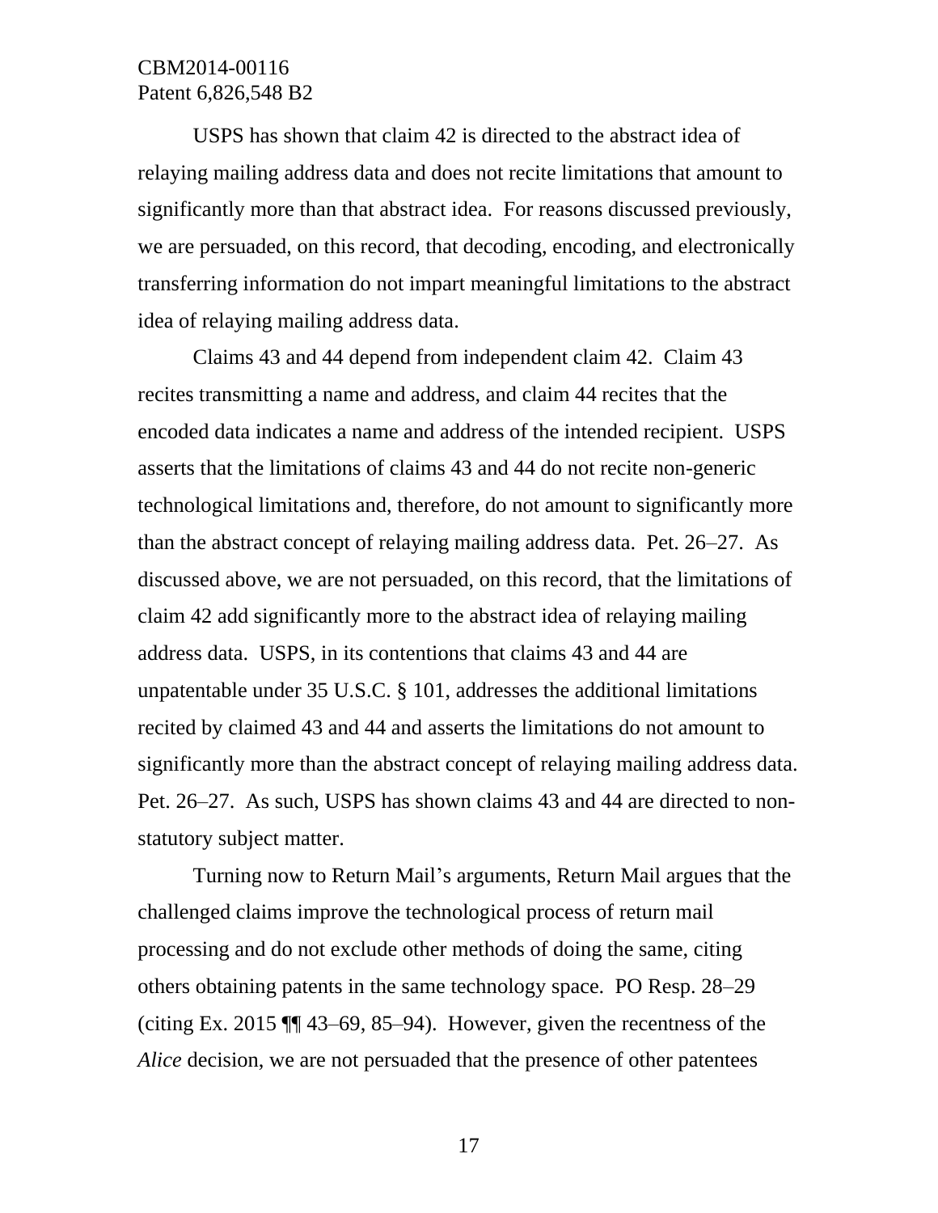USPS has shown that claim 42 is directed to the abstract idea of relaying mailing address data and does not recite limitations that amount to significantly more than that abstract idea. For reasons discussed previously, we are persuaded, on this record, that decoding, encoding, and electronically transferring information do not impart meaningful limitations to the abstract idea of relaying mailing address data.

Claims 43 and 44 depend from independent claim 42. Claim 43 recites transmitting a name and address, and claim 44 recites that the encoded data indicates a name and address of the intended recipient. USPS asserts that the limitations of claims 43 and 44 do not recite non-generic technological limitations and, therefore, do not amount to significantly more than the abstract concept of relaying mailing address data. Pet. 26–27. As discussed above, we are not persuaded, on this record, that the limitations of claim 42 add significantly more to the abstract idea of relaying mailing address data. USPS, in its contentions that claims 43 and 44 are unpatentable under 35 U.S.C. § 101, addresses the additional limitations recited by claimed 43 and 44 and asserts the limitations do not amount to significantly more than the abstract concept of relaying mailing address data. Pet. 26–27. As such, USPS has shown claims 43 and 44 are directed to non-statutory subject matter.

Turning now to Return Mail's arguments, Return Mail argues that the challenged claims improve the technological process of return mail processing and do not exclude other methods of doing the same, citing others obtaining patents in the same technology space. PO Resp. 28–29 (citing Ex. 2015 ¶¶ 43–69, 85–94). However, given the recentness of the *Alice* decision, we are not persuaded that the presence of other patentees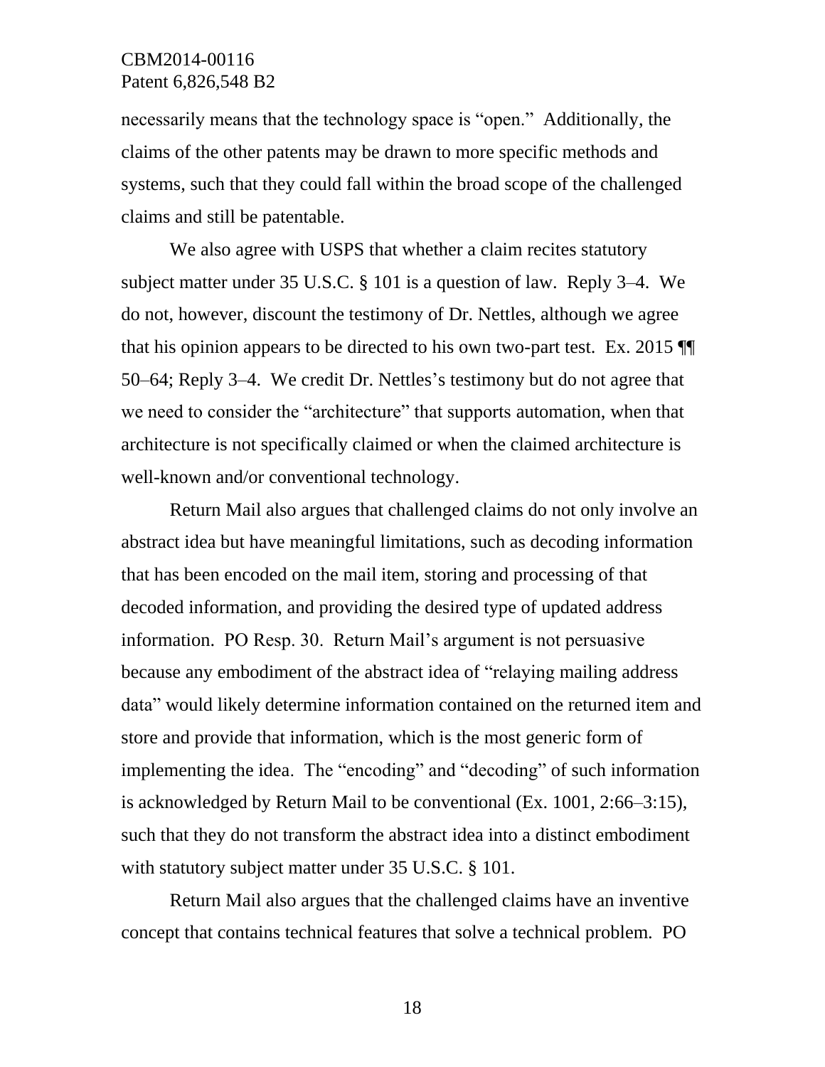necessarily means that the technology space is "open." Additionally, the claims of the other patents may be drawn to more specific methods and systems, such that they could fall within the broad scope of the challenged claims and still be patentable.

We also agree with USPS that whether a claim recites statutory subject matter under 35 U.S.C. § 101 is a question of law. Reply 3–4. We do not, however, discount the testimony of Dr. Nettles, although we agree that his opinion appears to be directed to his own two-part test. Ex. 2015 ¶¶ 50–64; Reply 3–4. We credit Dr. Nettles's testimony but do not agree that we need to consider the "architecture" that supports automation, when that architecture is not specifically claimed or when the claimed architecture is well-known and/or conventional technology.

Return Mail also argues that challenged claims do not only involve an abstract idea but have meaningful limitations, such as decoding information that has been encoded on the mail item, storing and processing of that decoded information, and providing the desired type of updated address information. PO Resp. 30. Return Mail's argument is not persuasive because any embodiment of the abstract idea of "relaying mailing address data" would likely determine information contained on the returned item and store and provide that information, which is the most generic form of implementing the idea. The "encoding" and "decoding" of such information is acknowledged by Return Mail to be conventional (Ex. 1001, 2:66–3:15), such that they do not transform the abstract idea into a distinct embodiment with statutory subject matter under 35 U.S.C. § 101.

Return Mail also argues that the challenged claims have an inventive concept that contains technical features that solve a technical problem. PO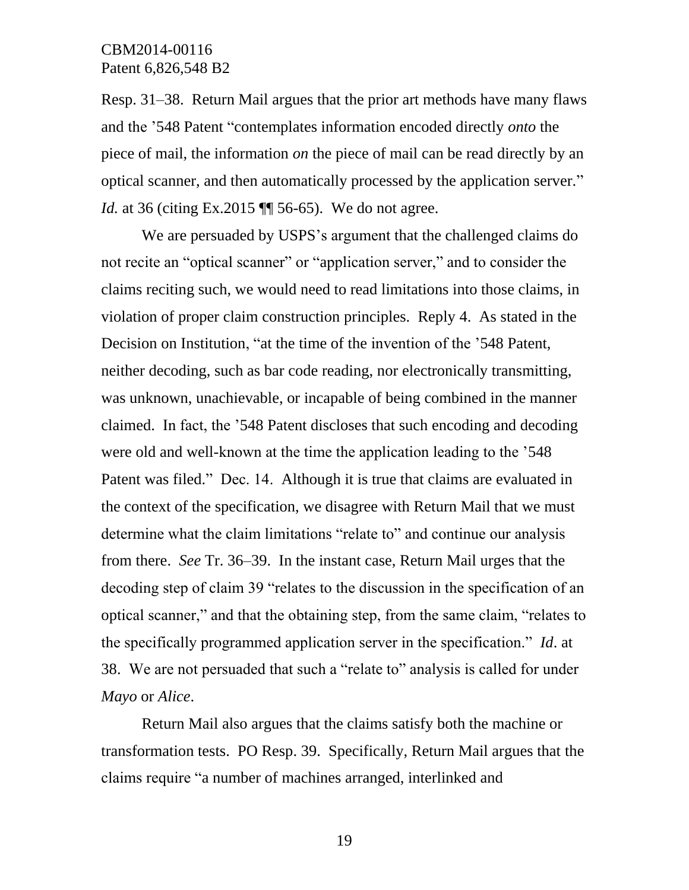Resp. 31–38. Return Mail argues that the prior art methods have many flaws and the ’548 Patent “contemplates information encoded directly *onto* the piece of mail, the information *on* the piece of mail can be read directly by an optical scanner, and then automatically processed by the application server.” *Id.* at 36 (citing Ex.2015 ¶¶ 56-65). We do not agree.

We are persuaded by USPS’s argument that the challenged claims do not recite an “optical scanner” or “application server,” and to consider the claims reciting such, we would need to read limitations into those claims, in violation of proper claim construction principles. Reply 4. As stated in the Decision on Institution, “at the time of the invention of the ’548 Patent, neither decoding, such as bar code reading, nor electronically transmitting, was unknown, unachievable, or incapable of being combined in the manner claimed. In fact, the ’548 Patent discloses that such encoding and decoding were old and well-known at the time the application leading to the ’548 Patent was filed.” Dec. 14. Although it is true that claims are evaluated in the context of the specification, we disagree with Return Mail that we must determine what the claim limitations “relate to” and continue our analysis from there. *See* Tr. 36–39. In the instant case, Return Mail urges that the decoding step of claim 39 “relates to the discussion in the specification of an optical scanner,” and that the obtaining step, from the same claim, “relates to the specifically programmed application server in the specification.” *Id*. at 38. We are not persuaded that such a “relate to” analysis is called for under *Mayo* or *Alice*.

Return Mail also argues that the claims satisfy both the machine or transformation tests. PO Resp. 39. Specifically, Return Mail argues that the claims require “a number of machines arranged, interlinked and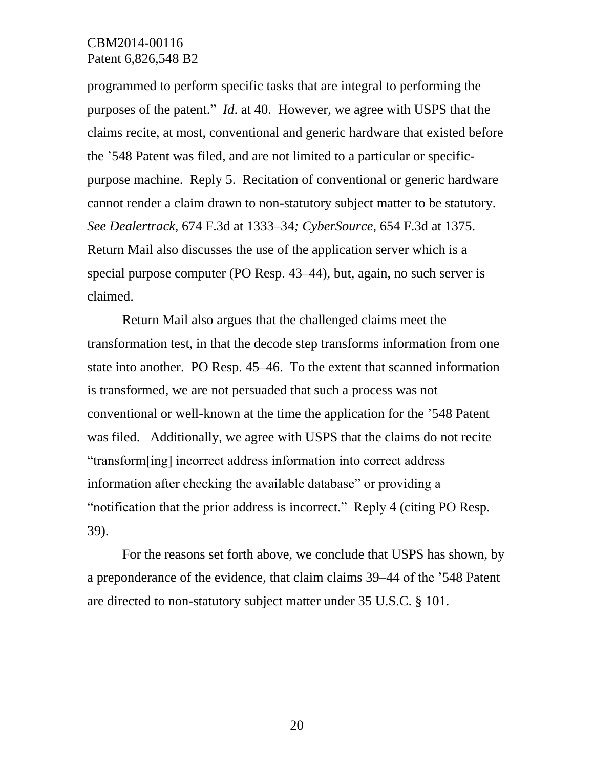programmed to perform specific tasks that are integral to performing the purposes of the patent." *Id*. at 40. However, we agree with USPS that the claims recite, at most, conventional and generic hardware that existed before the '548 Patent was filed, and are not limited to a particular or specific-purpose machine. Reply 5. Recitation of conventional or generic hardware cannot render a claim drawn to non-statutory subject matter to be statutory. *See Dealertrack*, 674 F.3d at 1333–34*; CyberSource*, 654 F.3d at 1375. Return Mail also discusses the use of the application server which is a special purpose computer (PO Resp. 43–44), but, again, no such server is claimed.

Return Mail also argues that the challenged claims meet the transformation test, in that the decode step transforms information from one state into another. PO Resp. 45–46. To the extent that scanned information is transformed, we are not persuaded that such a process was not conventional or well-known at the time the application for the '548 Patent was filed. Additionally, we agree with USPS that the claims do not recite "transform[ing] incorrect address information into correct address information after checking the available database" or providing a "notification that the prior address is incorrect." Reply 4 (citing PO Resp. 39).

For the reasons set forth above, we conclude that USPS has shown, by a preponderance of the evidence, that claim claims 39–44 of the '548 Patent are directed to non-statutory subject matter under 35 U.S.C. § 101.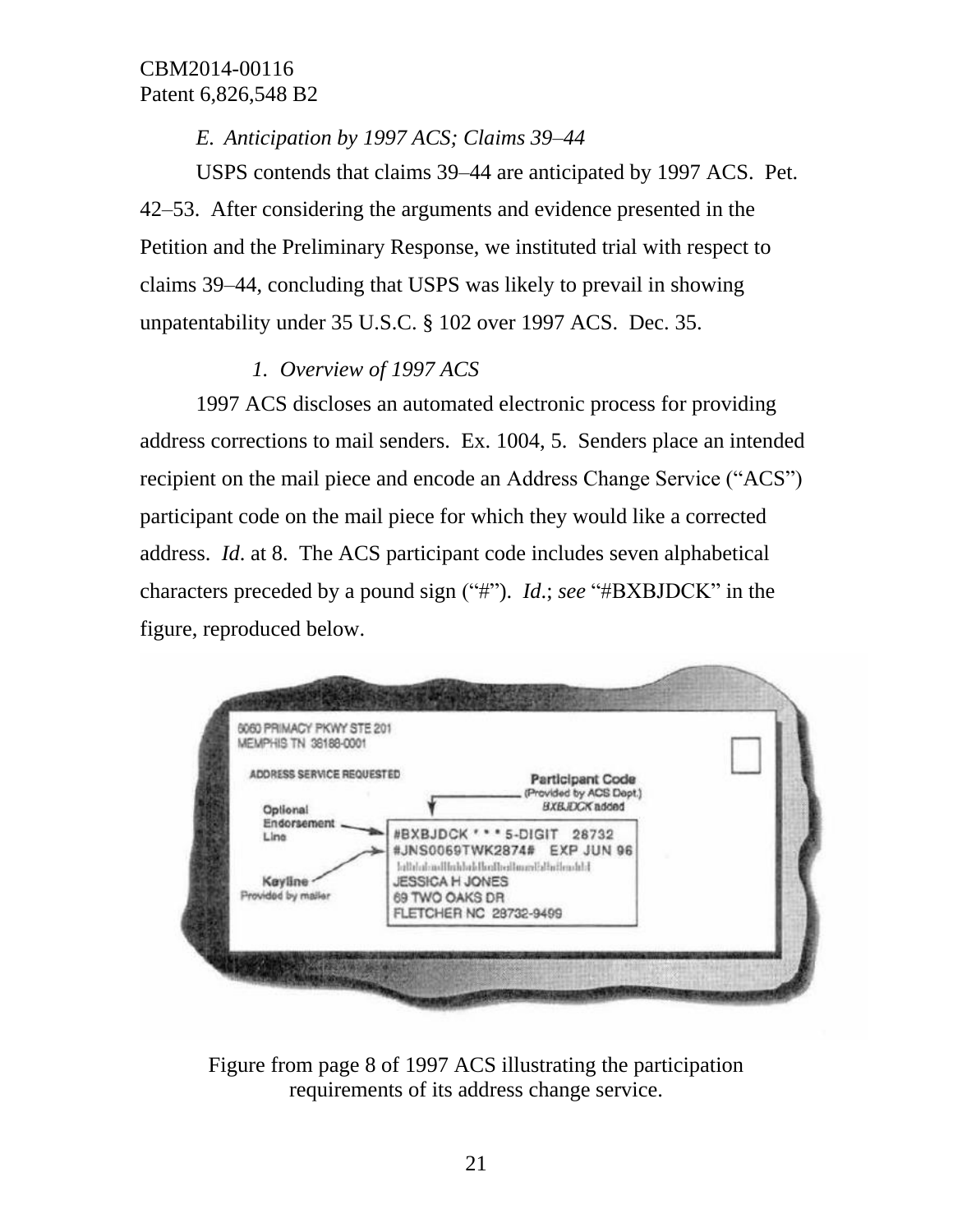### *E. Anticipation by 1997 ACS; Claims 39–44*

USPS contends that claims 39–44 are anticipated by 1997 ACS. Pet. 42–53. After considering the arguments and evidence presented in the Petition and the Preliminary Response, we instituted trial with respect to claims 39–44, concluding that USPS was likely to prevail in showing unpatentability under 35 U.S.C. § 102 over 1997 ACS. Dec. 35.

#### *1. Overview of 1997 ACS*

1997 ACS discloses an automated electronic process for providing address corrections to mail senders. Ex. 1004, 5. Senders place an intended recipient on the mail piece and encode an Address Change Service ("ACS") participant code on the mail piece for which they would like a corrected address. *Id*. at 8. The ACS participant code includes seven alphabetical characters preceded by a pound sign ("#"). *Id*.; *see* "#BXBJDCK" in the figure, reproduced below.

Figure from page 8 of 1997 ACS illustrating the participation requirements of its address change service.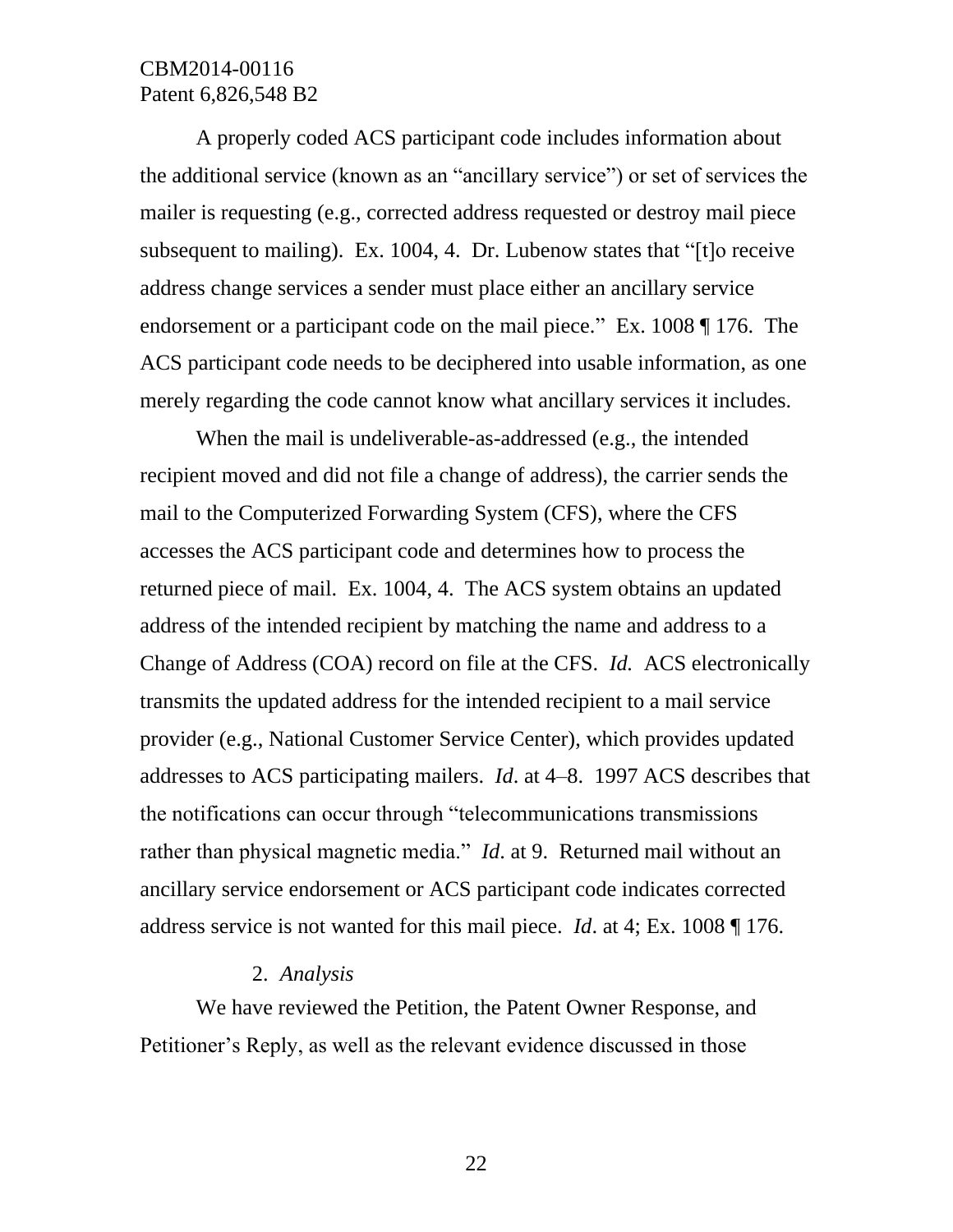A properly coded ACS participant code includes information about the additional service (known as an "ancillary service") or set of services the mailer is requesting (e.g., corrected address requested or destroy mail piece subsequent to mailing). Ex. 1004, 4. Dr. Lubenow states that "[t]o receive address change services a sender must place either an ancillary service endorsement or a participant code on the mail piece." Ex. 1008 ¶ 176. The ACS participant code needs to be deciphered into usable information, as one merely regarding the code cannot know what ancillary services it includes.

When the mail is undeliverable-as-addressed (e.g., the intended recipient moved and did not file a change of address), the carrier sends the mail to the Computerized Forwarding System (CFS), where the CFS accesses the ACS participant code and determines how to process the returned piece of mail. Ex. 1004, 4. The ACS system obtains an updated address of the intended recipient by matching the name and address to a Change of Address (COA) record on file at the CFS. *Id.* ACS electronically transmits the updated address for the intended recipient to a mail service provider (e.g., National Customer Service Center), which provides updated addresses to ACS participating mailers. *Id*. at 4–8. 1997 ACS describes that the notifications can occur through "telecommunications transmissions rather than physical magnetic media." *Id*. at 9. Returned mail without an ancillary service endorsement or ACS participant code indicates corrected address service is not wanted for this mail piece. *Id*. at 4; Ex. 1008 ¶ 176.

2. *Analysis*

We have reviewed the Petition, the Patent Owner Response, and Petitioner's Reply, as well as the relevant evidence discussed in those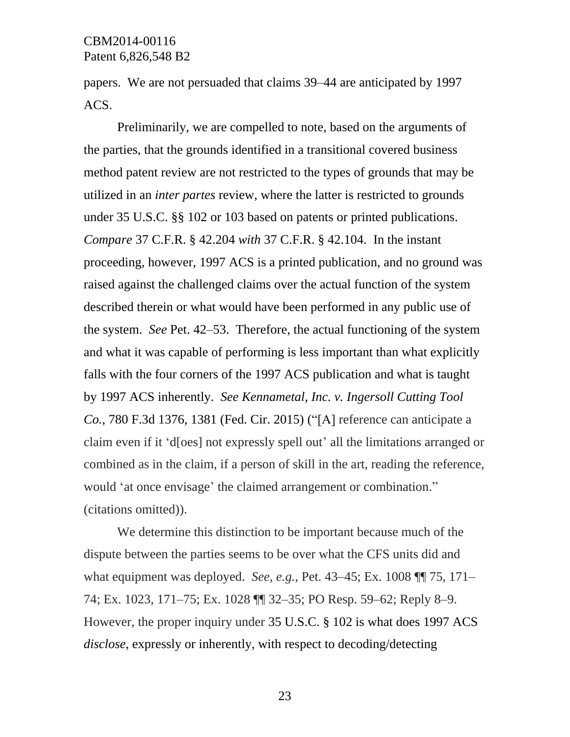papers. We are not persuaded that claims 39–44 are anticipated by 1997 ACS.

Preliminarily, we are compelled to note, based on the arguments of the parties, that the grounds identified in a transitional covered business method patent review are not restricted to the types of grounds that may be utilized in an *inter partes* review, where the latter is restricted to grounds under 35 U.S.C. §§ 102 or 103 based on patents or printed publications. *Compare* 37 C.F.R. § 42.204 *with* 37 C.F.R. § 42.104. In the instant proceeding, however, 1997 ACS is a printed publication, and no ground was raised against the challenged claims over the actual function of the system described therein or what would have been performed in any public use of the system. *See* Pet. 42–53. Therefore, the actual functioning of the system and what it was capable of performing is less important than what explicitly falls with the four corners of the 1997 ACS publication and what is taught by 1997 ACS inherently. *See Kennametal, Inc. v. Ingersoll Cutting Tool Co.*, 780 F.3d 1376, 1381 (Fed. Cir. 2015) ("[A] reference can anticipate a claim even if it 'd[oes] not expressly spell out' all the limitations arranged or combined as in the claim, if a person of skill in the art, reading the reference, would 'at once envisage' the claimed arrangement or combination." (citations omitted)).

We determine this distinction to be important because much of the dispute between the parties seems to be over what the CFS units did and what equipment was deployed. *See, e.g.*, Pet. 43–45; Ex. 1008 ¶¶ 75, 171–74; Ex. 1023, 171–75; Ex. 1028 ¶¶ 32–35; PO Resp. 59–62; Reply 8–9. However, the proper inquiry under 35 U.S.C. § 102 is what does 1997 ACS *disclose*, expressly or inherently, with respect to decoding/detecting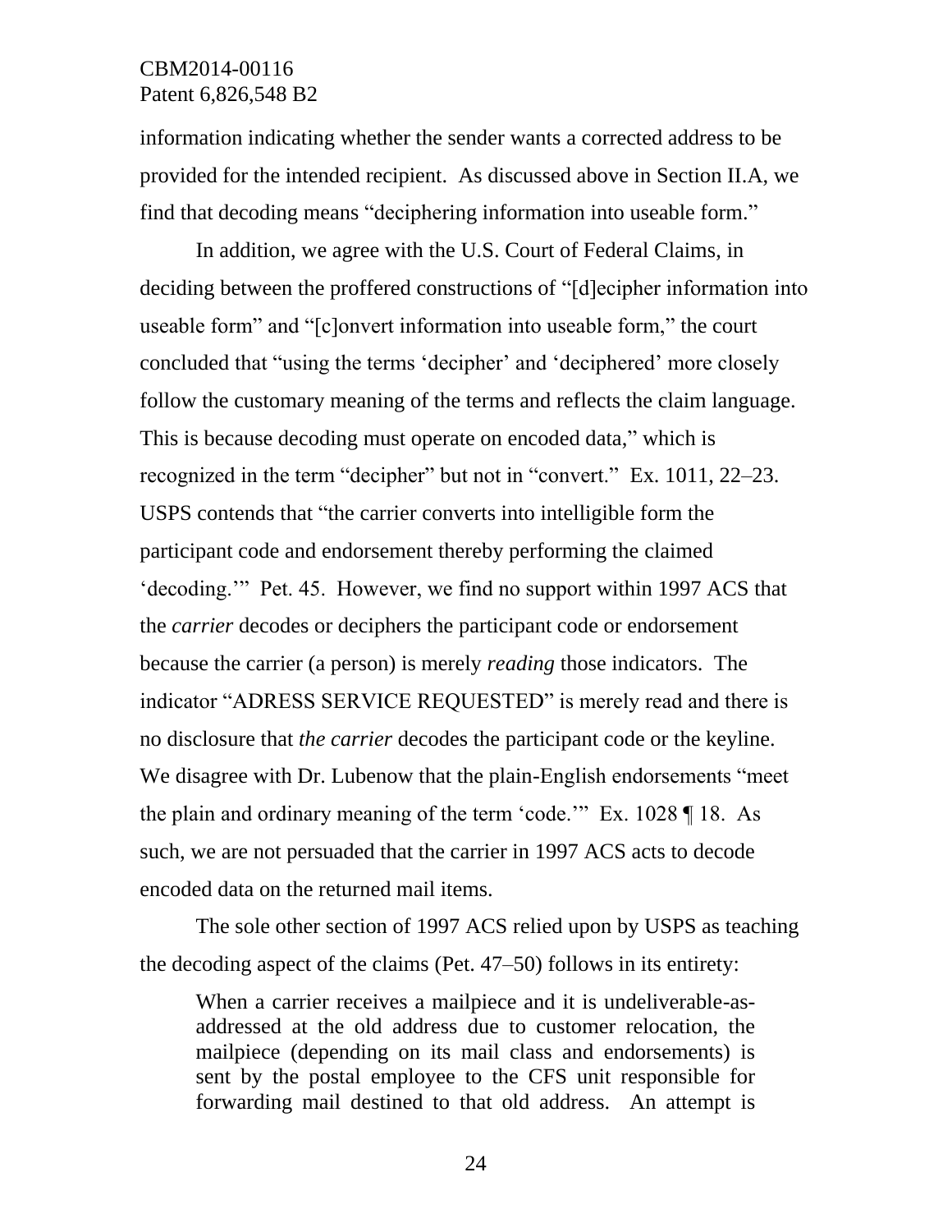information indicating whether the sender wants a corrected address to be provided for the intended recipient. As discussed above in Section II.A, we find that decoding means "deciphering information into useable form."

In addition, we agree with the U.S. Court of Federal Claims, in deciding between the proffered constructions of "[d]ecipher information into useable form" and "[c]onvert information into useable form," the court concluded that "using the terms 'decipher' and 'deciphered' more closely follow the customary meaning of the terms and reflects the claim language. This is because decoding must operate on encoded data," which is recognized in the term "decipher" but not in "convert." Ex. 1011, 22–23. USPS contends that "the carrier converts into intelligible form the participant code and endorsement thereby performing the claimed 'decoding.'" Pet. 45. However, we find no support within 1997 ACS that the *carrier* decodes or deciphers the participant code or endorsement because the carrier (a person) is merely *reading* those indicators. The indicator "ADRESS SERVICE REQUESTED" is merely read and there is no disclosure that *the carrier* decodes the participant code or the keyline. We disagree with Dr. Lubenow that the plain-English endorsements "meet the plain and ordinary meaning of the term 'code.'" Ex. 1028 ¶ 18. As such, we are not persuaded that the carrier in 1997 ACS acts to decode encoded data on the returned mail items.

The sole other section of 1997 ACS relied upon by USPS as teaching the decoding aspect of the claims (Pet. 47–50) follows in its entirety:

> When a carrier receives a mailpiece and it is undeliverable-as-addressed at the old address due to customer relocation, the mailpiece (depending on its mail class and endorsements) is sent by the postal employee to the CFS unit responsible for forwarding mail destined to that old address. An attempt is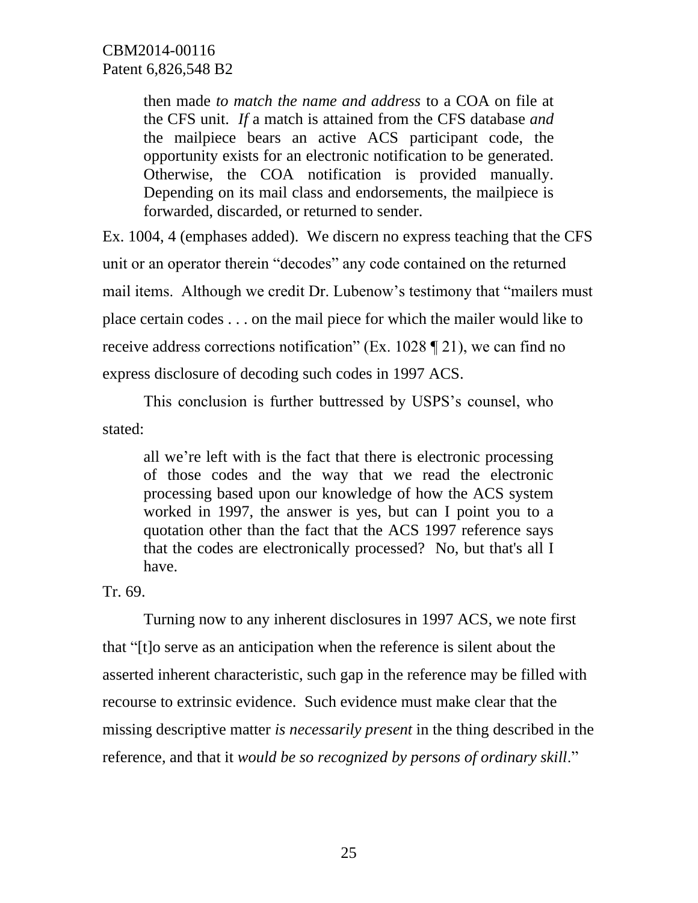> then made *to match the name and address* to a COA on file at the CFS unit. *If* a match is attained from the CFS database *and* the mailpiece bears an active ACS participant code, the opportunity exists for an electronic notification to be generated. Otherwise, the COA notification is provided manually. Depending on its mail class and endorsements, the mailpiece is forwarded, discarded, or returned to sender.

Ex. 1004, 4 (emphases added). We discern no express teaching that the CFS unit or an operator therein "decodes" any code contained on the returned mail items. Although we credit Dr. Lubenow's testimony that "mailers must place certain codes . . . on the mail piece for which the mailer would like to receive address corrections notification" (Ex. 1028 ¶ 21), we can find no express disclosure of decoding such codes in 1997 ACS.

This conclusion is further buttressed by USPS's counsel, who stated:

> all we're left with is the fact that there is electronic processing of those codes and the way that we read the electronic processing based upon our knowledge of how the ACS system worked in 1997, the answer is yes, but can I point you to a quotation other than the fact that the ACS 1997 reference says that the codes are electronically processed? No, but that's all I have.

Tr. 69.

Turning now to any inherent disclosures in 1997 ACS, we note first that "[t]o serve as an anticipation when the reference is silent about the asserted inherent characteristic, such gap in the reference may be filled with recourse to extrinsic evidence. Such evidence must make clear that the missing descriptive matter *is necessarily present* in the thing described in the reference, and that it *would be so recognized by persons of ordinary skill*."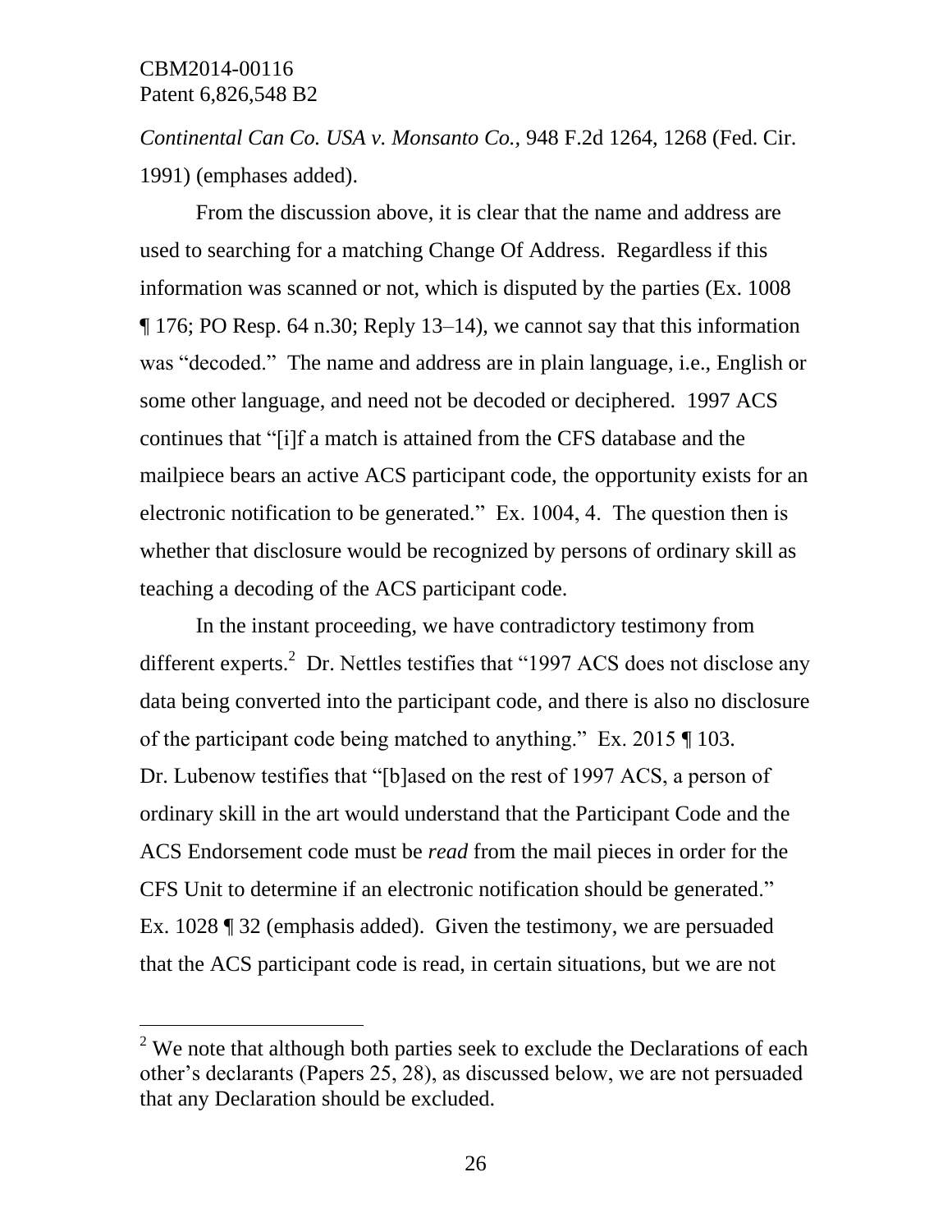*Continental Can Co. USA v. Monsanto Co.*, 948 F.2d 1264, 1268 (Fed. Cir. 1991) (emphases added).

From the discussion above, it is clear that the name and address are used to searching for a matching Change Of Address. Regardless if this information was scanned or not, which is disputed by the parties (Ex. 1008 ¶ 176; PO Resp. 64 n.30; Reply 13–14), we cannot say that this information was "decoded." The name and address are in plain language, i.e., English or some other language, and need not be decoded or deciphered. 1997 ACS continues that "[i]f a match is attained from the CFS database and the mailpiece bears an active ACS participant code, the opportunity exists for an electronic notification to be generated." Ex. 1004, 4. The question then is whether that disclosure would be recognized by persons of ordinary skill as teaching a decoding of the ACS participant code.

In the instant proceeding, we have contradictory testimony from different experts.[2] Dr. Nettles testifies that "1997 ACS does not disclose any data being converted into the participant code, and there is also no disclosure of the participant code being matched to anything." Ex. 2015 ¶ 103. Dr. Lubenow testifies that "[b]ased on the rest of 1997 ACS, a person of ordinary skill in the art would understand that the Participant Code and the ACS Endorsement code must be *read* from the mail pieces in order for the CFS Unit to determine if an electronic notification should be generated." Ex. 1028 ¶ 32 (emphasis added). Given the testimony, we are persuaded that the ACS participant code is read, in certain situations, but we are not

[2] We note that although both parties seek to exclude the Declarations of each other's declarants (Papers 25, 28), as discussed below, we are not persuaded that any Declaration should be excluded.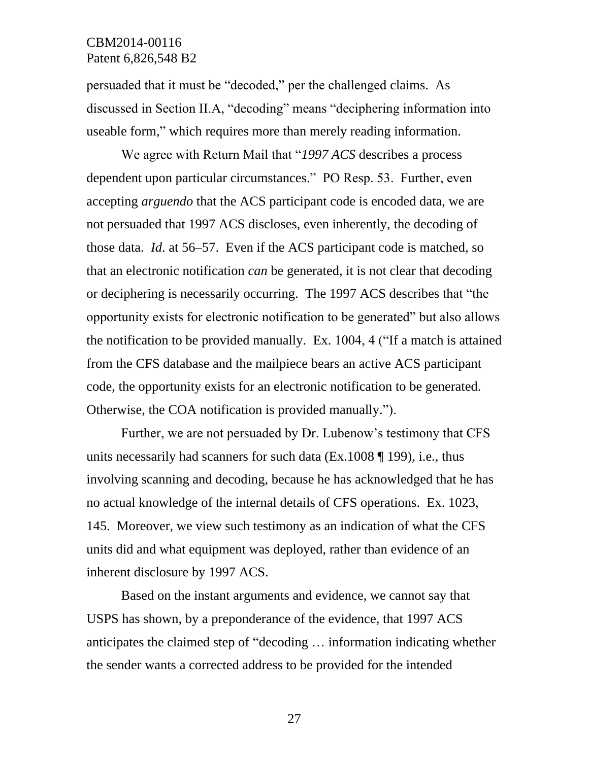persuaded that it must be "decoded," per the challenged claims. As discussed in Section II.A, "decoding" means "deciphering information into useable form," which requires more than merely reading information.

We agree with Return Mail that "*1997 ACS* describes a process dependent upon particular circumstances." PO Resp. 53. Further, even accepting *arguendo* that the ACS participant code is encoded data, we are not persuaded that 1997 ACS discloses, even inherently, the decoding of those data. *Id*. at 56–57. Even if the ACS participant code is matched, so that an electronic notification *can* be generated, it is not clear that decoding or deciphering is necessarily occurring. The 1997 ACS describes that "the opportunity exists for electronic notification to be generated" but also allows the notification to be provided manually. Ex. 1004, 4 ("If a match is attained from the CFS database and the mailpiece bears an active ACS participant code, the opportunity exists for an electronic notification to be generated. Otherwise, the COA notification is provided manually.").

Further, we are not persuaded by Dr. Lubenow's testimony that CFS units necessarily had scanners for such data (Ex.1008 ¶ 199), i.e., thus involving scanning and decoding, because he has acknowledged that he has no actual knowledge of the internal details of CFS operations. Ex. 1023, 145. Moreover, we view such testimony as an indication of what the CFS units did and what equipment was deployed, rather than evidence of an inherent disclosure by 1997 ACS.

Based on the instant arguments and evidence, we cannot say that USPS has shown, by a preponderance of the evidence, that 1997 ACS anticipates the claimed step of "decoding … information indicating whether the sender wants a corrected address to be provided for the intended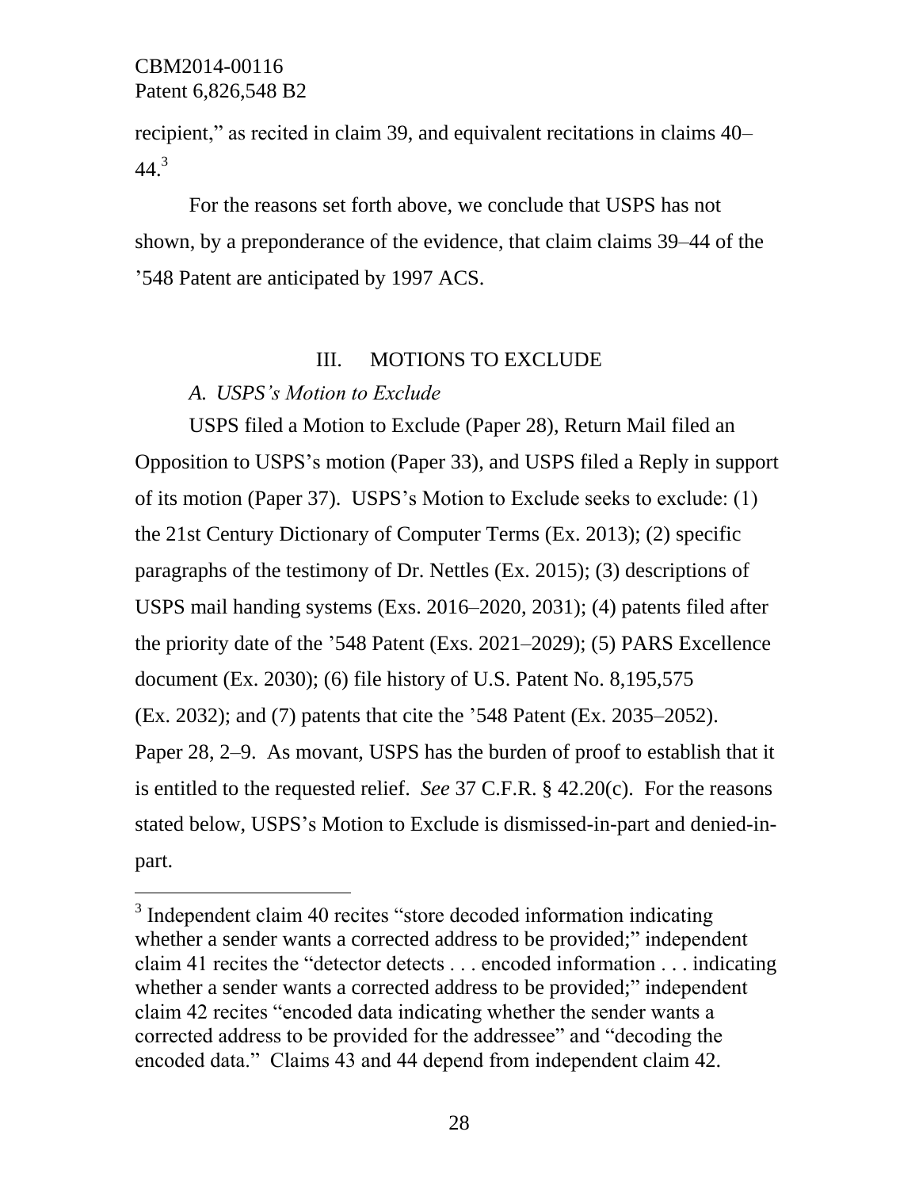recipient," as recited in claim 39, and equivalent recitations in claims 40–44.[3]

For the reasons set forth above, we conclude that USPS has not shown, by a preponderance of the evidence, that claim claims 39–44 of the '548 Patent are anticipated by 1997 ACS.

## III. MOTIONS TO EXCLUDE

### *A. USPS's Motion to Exclude*

USPS filed a Motion to Exclude (Paper 28), Return Mail filed an Opposition to USPS's motion (Paper 33), and USPS filed a Reply in support of its motion (Paper 37). USPS's Motion to Exclude seeks to exclude: (1) the 21st Century Dictionary of Computer Terms (Ex. 2013); (2) specific paragraphs of the testimony of Dr. Nettles (Ex. 2015); (3) descriptions of USPS mail handing systems (Exs. 2016–2020, 2031); (4) patents filed after the priority date of the '548 Patent (Exs. 2021–2029); (5) PARS Excellence document (Ex. 2030); (6) file history of U.S. Patent No. 8,195,575 (Ex. 2032); and (7) patents that cite the '548 Patent (Ex. 2035–2052). Paper 28, 2–9. As movant, USPS has the burden of proof to establish that it is entitled to the requested relief. *See* 37 C.F.R. § 42.20(c). For the reasons stated below, USPS's Motion to Exclude is dismissed-in-part and denied-in-part.

---

[3] Independent claim 40 recites "store decoded information indicating whether a sender wants a corrected address to be provided;" independent claim 41 recites the "detector detects . . . encoded information . . . indicating whether a sender wants a corrected address to be provided;" independent claim 42 recites "encoded data indicating whether the sender wants a corrected address to be provided for the addressee" and "decoding the encoded data." Claims 43 and 44 depend from independent claim 42.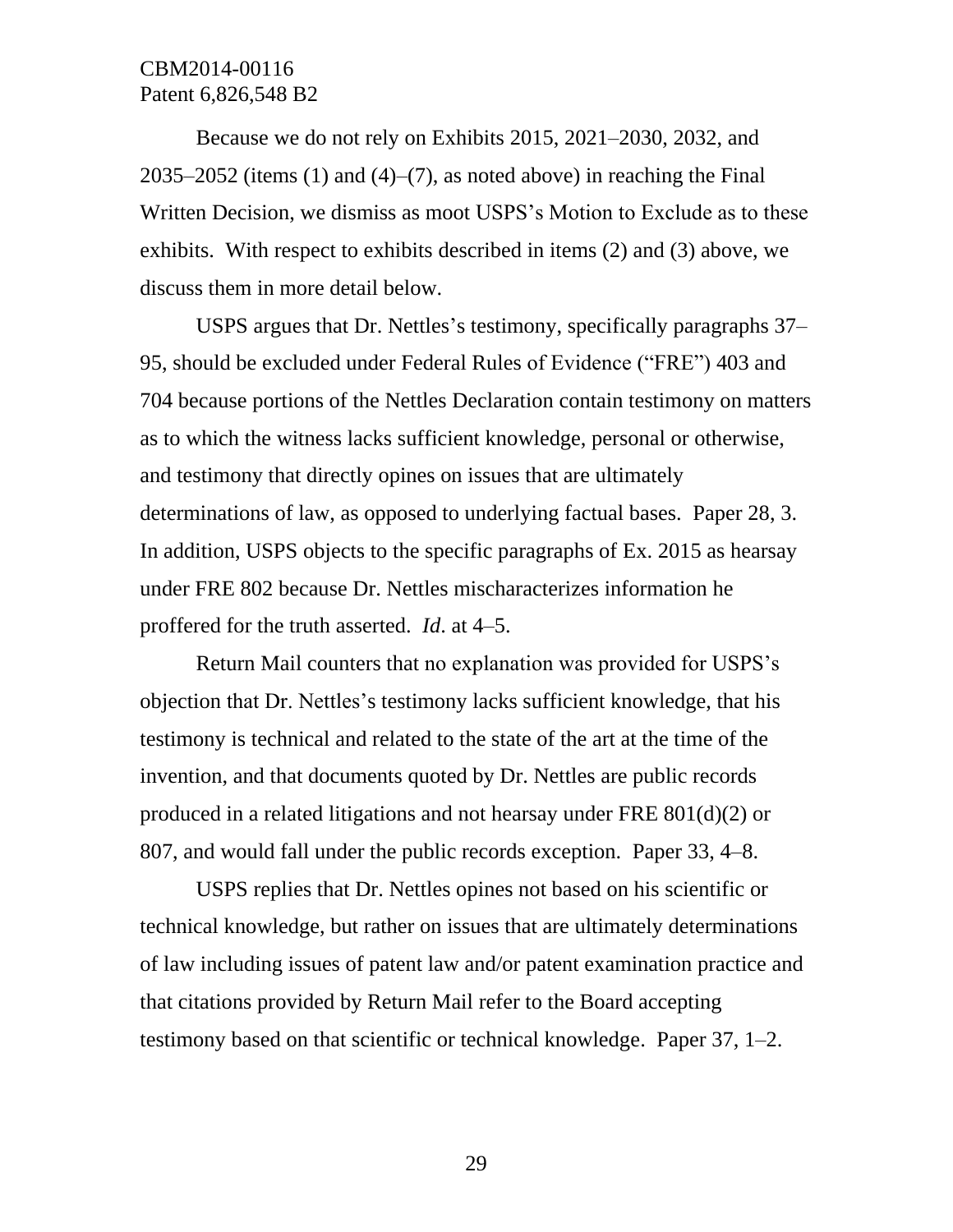Because we do not rely on Exhibits 2015, 2021–2030, 2032, and 2035–2052 (items (1) and (4)–(7), as noted above) in reaching the Final Written Decision, we dismiss as moot USPS's Motion to Exclude as to these exhibits. With respect to exhibits described in items (2) and (3) above, we discuss them in more detail below.

USPS argues that Dr. Nettles's testimony, specifically paragraphs 37–95, should be excluded under Federal Rules of Evidence ("FRE") 403 and 704 because portions of the Nettles Declaration contain testimony on matters as to which the witness lacks sufficient knowledge, personal or otherwise, and testimony that directly opines on issues that are ultimately determinations of law, as opposed to underlying factual bases. Paper 28, 3. In addition, USPS objects to the specific paragraphs of Ex. 2015 as hearsay under FRE 802 because Dr. Nettles mischaracterizes information he proffered for the truth asserted. *Id.* at 4–5.

Return Mail counters that no explanation was provided for USPS's objection that Dr. Nettles's testimony lacks sufficient knowledge, that his testimony is technical and related to the state of the art at the time of the invention, and that documents quoted by Dr. Nettles are public records produced in a related litigations and not hearsay under FRE 801(d)(2) or 807, and would fall under the public records exception. Paper 33, 4–8.

USPS replies that Dr. Nettles opines not based on his scientific or technical knowledge, but rather on issues that are ultimately determinations of law including issues of patent law and/or patent examination practice and that citations provided by Return Mail refer to the Board accepting testimony based on that scientific or technical knowledge. Paper 37, 1–2.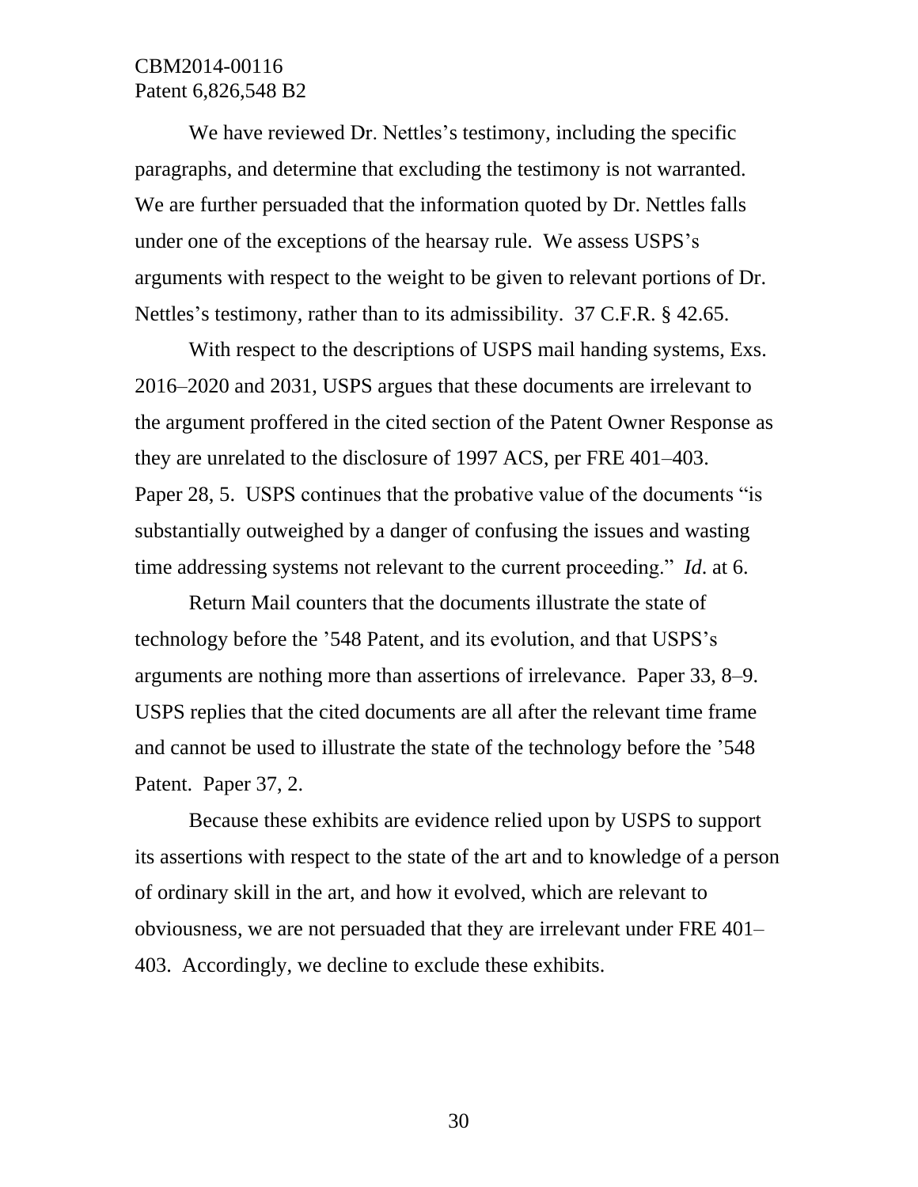We have reviewed Dr. Nettles's testimony, including the specific paragraphs, and determine that excluding the testimony is not warranted. We are further persuaded that the information quoted by Dr. Nettles falls under one of the exceptions of the hearsay rule. We assess USPS's arguments with respect to the weight to be given to relevant portions of Dr. Nettles's testimony, rather than to its admissibility. 37 C.F.R. § 42.65.

With respect to the descriptions of USPS mail handing systems, Exs. 2016–2020 and 2031, USPS argues that these documents are irrelevant to the argument proffered in the cited section of the Patent Owner Response as they are unrelated to the disclosure of 1997 ACS, per FRE 401–403. Paper 28, 5. USPS continues that the probative value of the documents "is substantially outweighed by a danger of confusing the issues and wasting time addressing systems not relevant to the current proceeding." *Id*. at 6.

Return Mail counters that the documents illustrate the state of technology before the '548 Patent, and its evolution, and that USPS's arguments are nothing more than assertions of irrelevance. Paper 33, 8–9. USPS replies that the cited documents are all after the relevant time frame and cannot be used to illustrate the state of the technology before the '548 Patent. Paper 37, 2.

Because these exhibits are evidence relied upon by USPS to support its assertions with respect to the state of the art and to knowledge of a person of ordinary skill in the art, and how it evolved, which are relevant to obviousness, we are not persuaded that they are irrelevant under FRE 401–403. Accordingly, we decline to exclude these exhibits.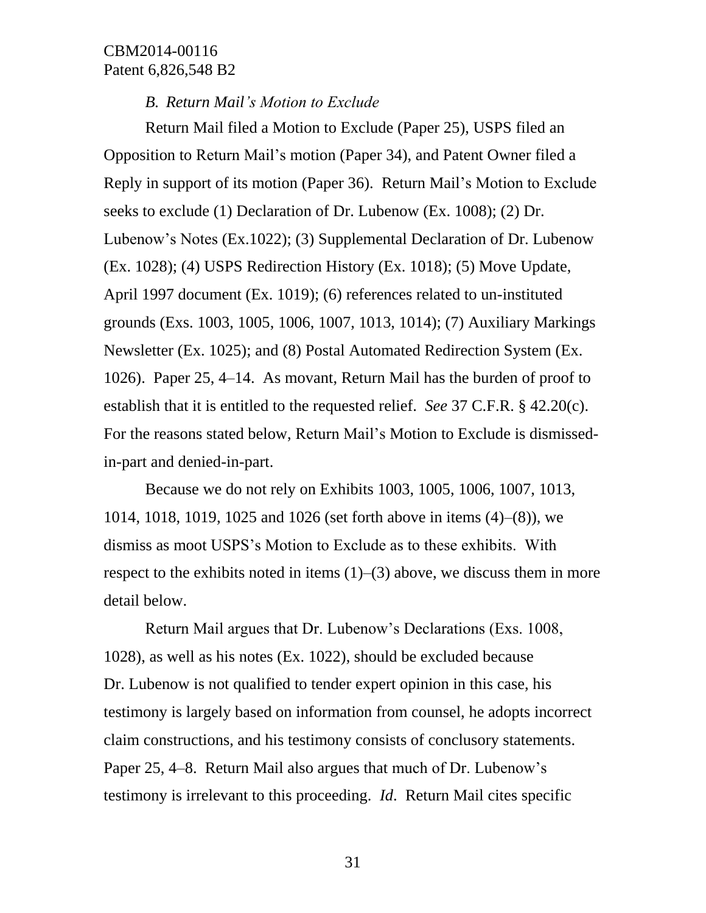### *B. Return Mail's Motion to Exclude*

Return Mail filed a Motion to Exclude (Paper 25), USPS filed an Opposition to Return Mail's motion (Paper 34), and Patent Owner filed a Reply in support of its motion (Paper 36). Return Mail's Motion to Exclude seeks to exclude (1) Declaration of Dr. Lubenow (Ex. 1008); (2) Dr. Lubenow's Notes (Ex.1022); (3) Supplemental Declaration of Dr. Lubenow (Ex. 1028); (4) USPS Redirection History (Ex. 1018); (5) Move Update, April 1997 document (Ex. 1019); (6) references related to un-instituted grounds (Exs. 1003, 1005, 1006, 1007, 1013, 1014); (7) Auxiliary Markings Newsletter (Ex. 1025); and (8) Postal Automated Redirection System (Ex. 1026). Paper 25, 4–14. As movant, Return Mail has the burden of proof to establish that it is entitled to the requested relief. *See* 37 C.F.R. § 42.20(c). For the reasons stated below, Return Mail's Motion to Exclude is dismissed-in-part and denied-in-part.

Because we do not rely on Exhibits 1003, 1005, 1006, 1007, 1013, 1014, 1018, 1019, 1025 and 1026 (set forth above in items (4)–(8)), we dismiss as moot USPS's Motion to Exclude as to these exhibits. With respect to the exhibits noted in items (1)–(3) above, we discuss them in more detail below.

Return Mail argues that Dr. Lubenow's Declarations (Exs. 1008, 1028), as well as his notes (Ex. 1022), should be excluded because Dr. Lubenow is not qualified to tender expert opinion in this case, his testimony is largely based on information from counsel, he adopts incorrect claim constructions, and his testimony consists of conclusory statements. Paper 25, 4–8. Return Mail also argues that much of Dr. Lubenow's testimony is irrelevant to this proceeding. *Id.* Return Mail cites specific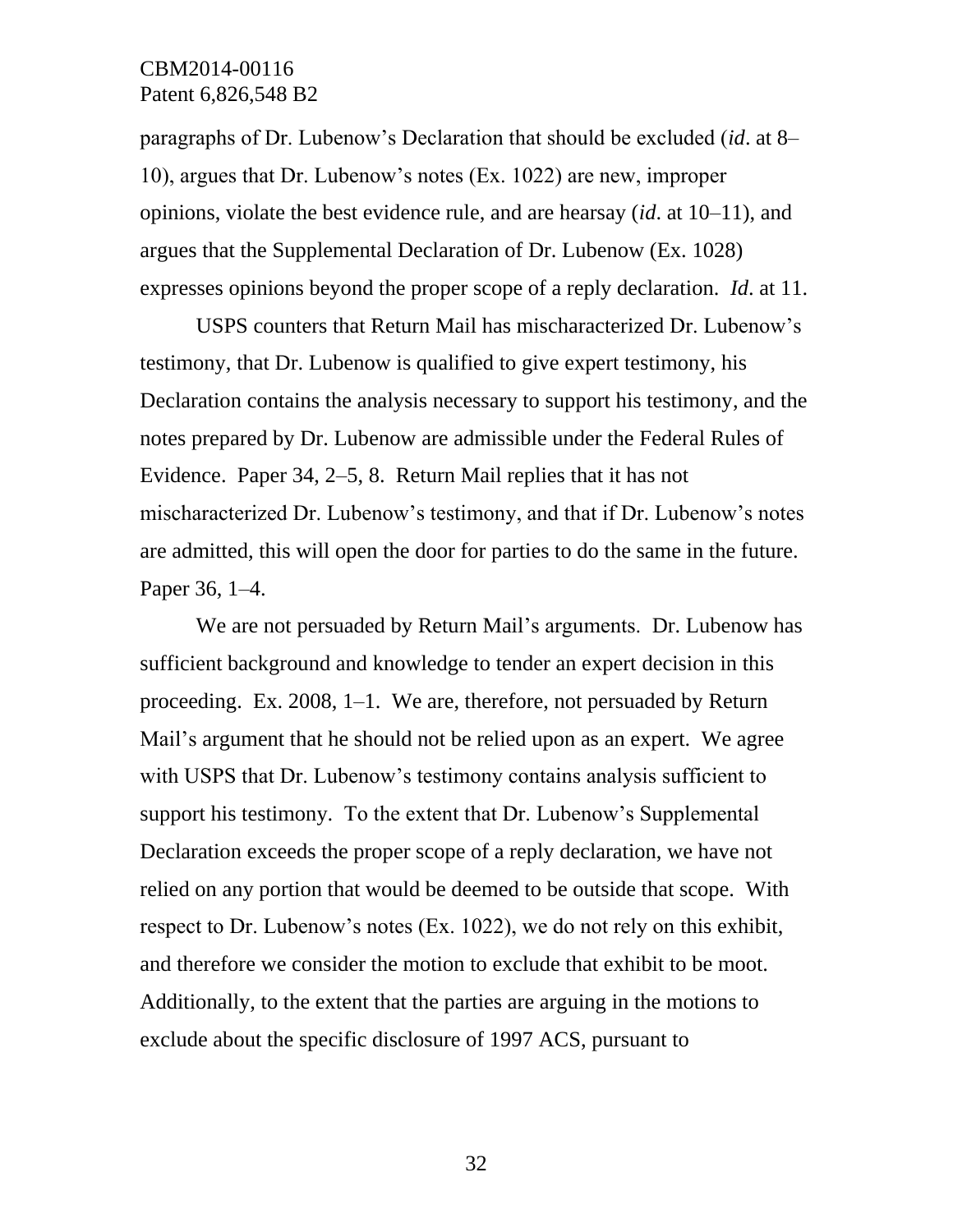paragraphs of Dr. Lubenow's Declaration that should be excluded (*id*. at 8–10), argues that Dr. Lubenow's notes (Ex. 1022) are new, improper opinions, violate the best evidence rule, and are hearsay (*id*. at 10–11), and argues that the Supplemental Declaration of Dr. Lubenow (Ex. 1028) expresses opinions beyond the proper scope of a reply declaration. *Id*. at 11.

USPS counters that Return Mail has mischaracterized Dr. Lubenow's testimony, that Dr. Lubenow is qualified to give expert testimony, his Declaration contains the analysis necessary to support his testimony, and the notes prepared by Dr. Lubenow are admissible under the Federal Rules of Evidence. Paper 34, 2–5, 8. Return Mail replies that it has not mischaracterized Dr. Lubenow's testimony, and that if Dr. Lubenow's notes are admitted, this will open the door for parties to do the same in the future. Paper 36, 1–4.

We are not persuaded by Return Mail's arguments. Dr. Lubenow has sufficient background and knowledge to tender an expert decision in this proceeding. Ex. 2008, 1–1. We are, therefore, not persuaded by Return Mail's argument that he should not be relied upon as an expert. We agree with USPS that Dr. Lubenow's testimony contains analysis sufficient to support his testimony. To the extent that Dr. Lubenow's Supplemental Declaration exceeds the proper scope of a reply declaration, we have not relied on any portion that would be deemed to be outside that scope. With respect to Dr. Lubenow's notes (Ex. 1022), we do not rely on this exhibit, and therefore we consider the motion to exclude that exhibit to be moot. Additionally, to the extent that the parties are arguing in the motions to exclude about the specific disclosure of 1997 ACS, pursuant to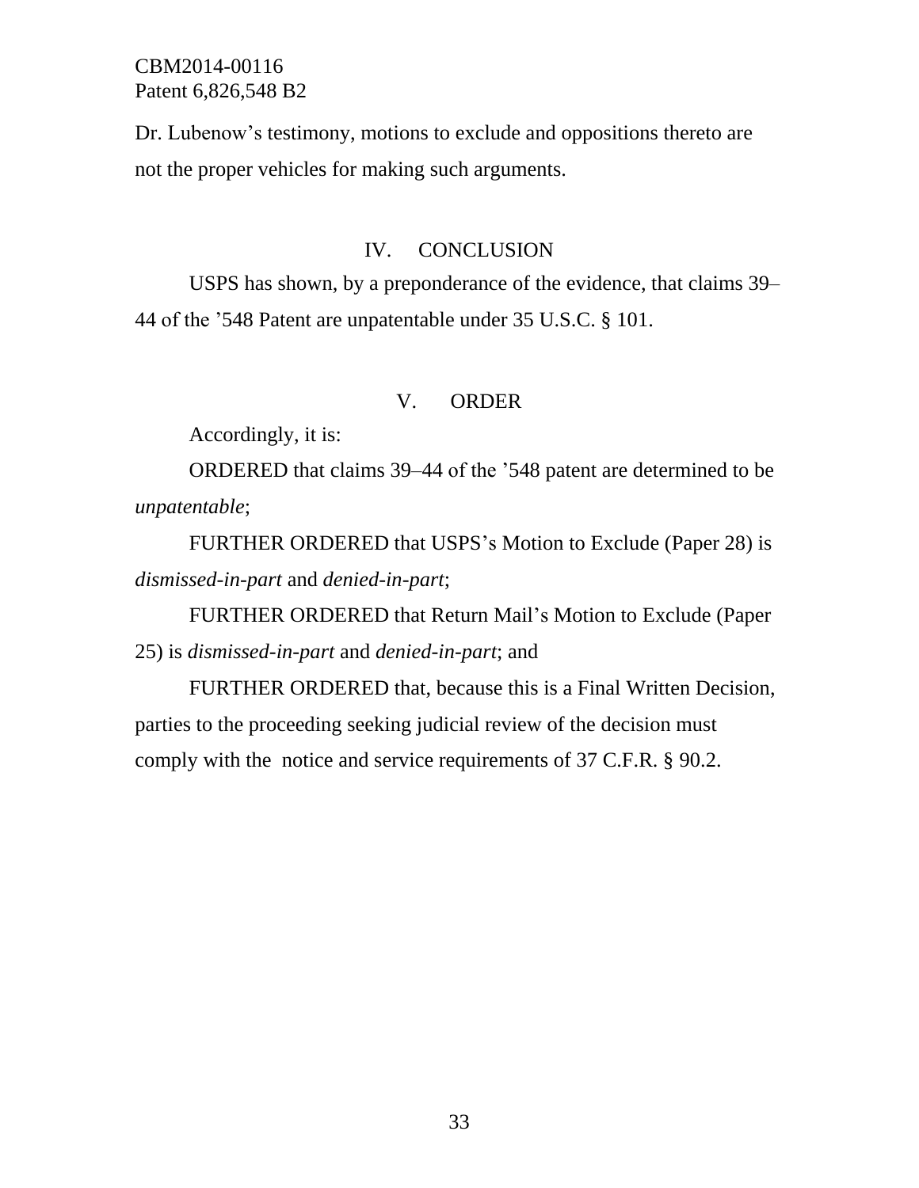Dr. Lubenow's testimony, motions to exclude and oppositions thereto are not the proper vehicles for making such arguments.

## IV. CONCLUSION

USPS has shown, by a preponderance of the evidence, that claims 39–44 of the '548 Patent are unpatentable under 35 U.S.C. § 101.

## V. ORDER

Accordingly, it is:

ORDERED that claims 39–44 of the '548 patent are determined to be *unpatentable*;

FURTHER ORDERED that USPS's Motion to Exclude (Paper 28) is *dismissed-in-part* and *denied-in-part*;

FURTHER ORDERED that Return Mail's Motion to Exclude (Paper 25) is *dismissed-in-part* and *denied-in-part*; and

FURTHER ORDERED that, because this is a Final Written Decision, parties to the proceeding seeking judicial review of the decision must comply with the notice and service requirements of 37 C.F.R. § 90.2.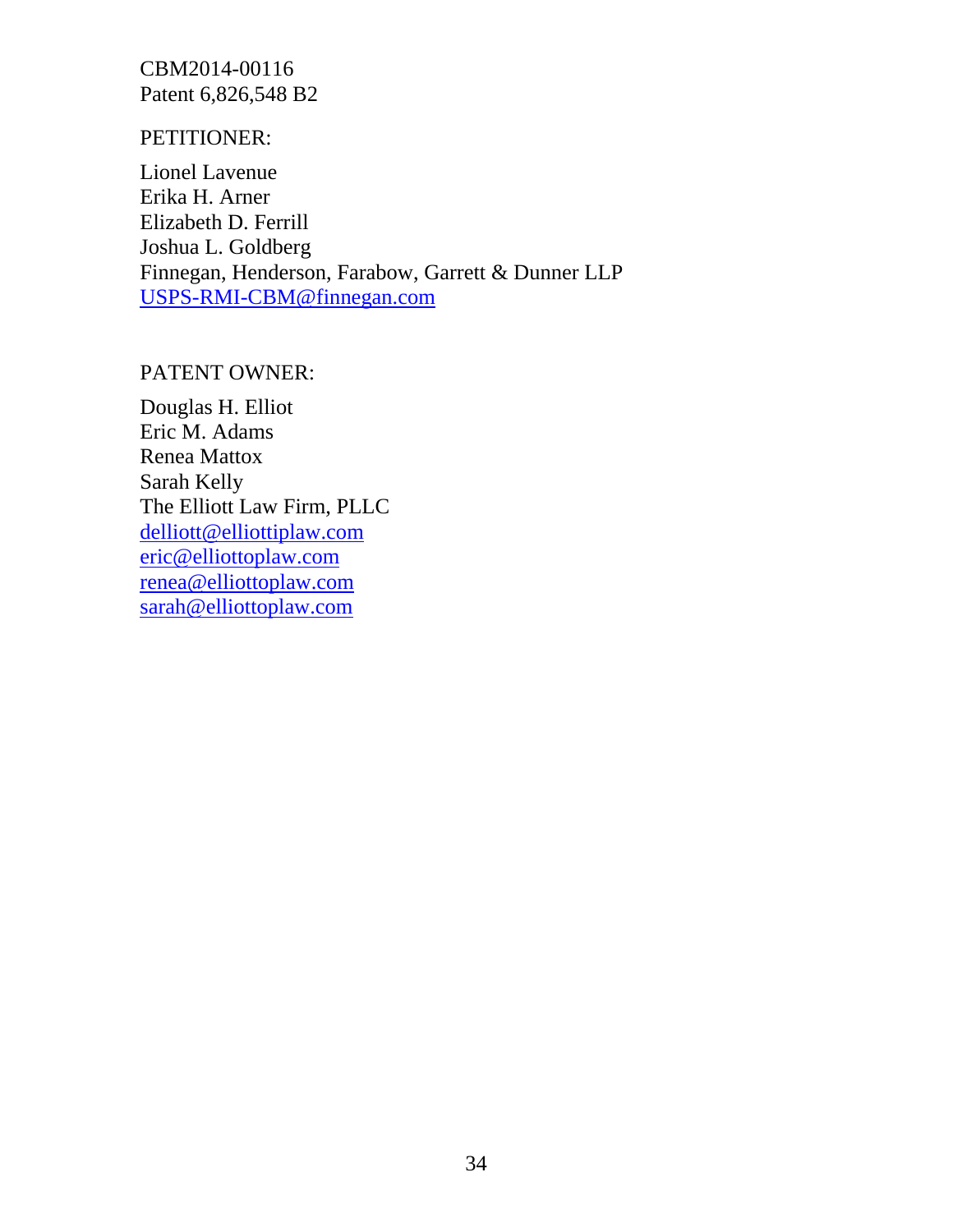CBM2014-00116
Patent 6,826,548 B2

PETITIONER:

Lionel Lavenue
Erika H. Arner
Elizabeth D. Ferrill
Joshua L. Goldberg
Finnegan, Henderson, Farabow, Garrett & Dunner LLP
USPS-RMI-CBM@finnegan.com

PATENT OWNER:

Douglas H. Elliot
Eric M. Adams
Renea Mattox
Sarah Kelly
The Elliott Law Firm, PLLC
delliott@elliottiplaw.com
eric@elliottoplaw.com
renea@elliottoplaw.com
sarah@elliottoplaw.com